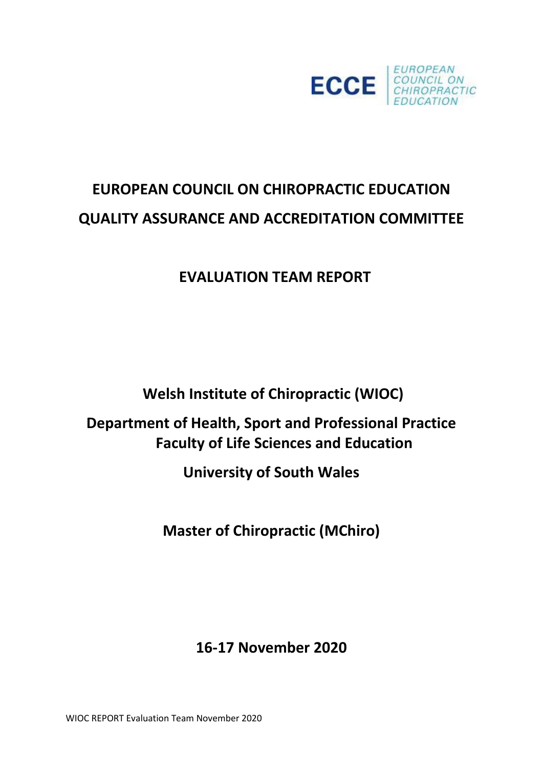ECCE | EUROPEAN COUNCIL ON CHIROPRACTIC EDUCATION

# EUROPEAN COUNCIL ON CHIROPRACTIC EDUCATION

# QUALITY ASSURANCE AND ACCREDITATION COMMITTEE

## EVALUATION TEAM REPORT

**Welsh Institute of Chiropractic (WIOC)**

**Department of Health, Sport and Professional Practice**
**Faculty of Life Sciences and Education**

**University of South Wales**

**Master of Chiropractic (MChiro)**

**16-17 November 2020**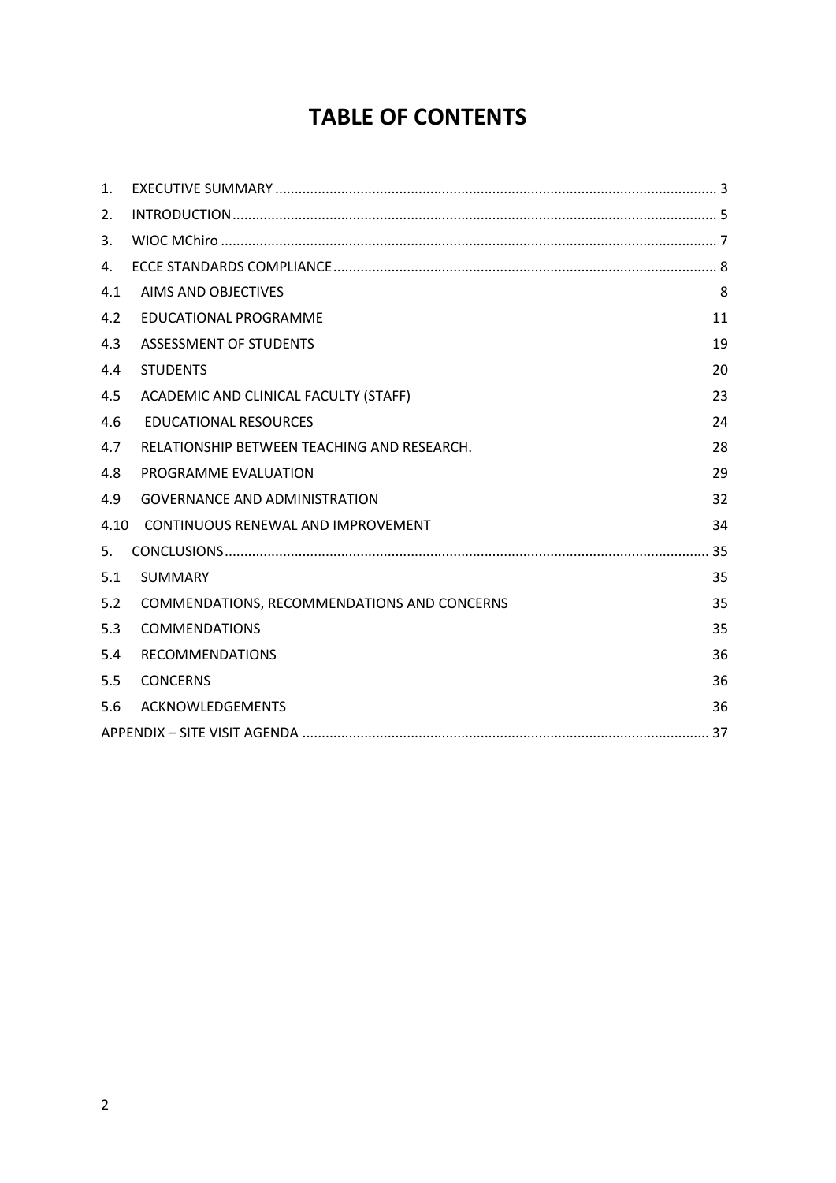# TABLE OF CONTENTS

| | | |
|---|---|---|
| 1. | EXECUTIVE SUMMARY | 3 |
| 2. | INTRODUCTION | 5 |
| 3. | WIOC MChiro | 7 |
| 4. | ECCE STANDARDS COMPLIANCE | 8 |
| 4.1 | AIMS AND OBJECTIVES | 8 |
| 4.2 | EDUCATIONAL PROGRAMME | 11 |
| 4.3 | ASSESSMENT OF STUDENTS | 19 |
| 4.4 | STUDENTS | 20 |
| 4.5 | ACADEMIC AND CLINICAL FACULTY (STAFF) | 23 |
| 4.6 | EDUCATIONAL RESOURCES | 24 |
| 4.7 | RELATIONSHIP BETWEEN TEACHING AND RESEARCH. | 28 |
| 4.8 | PROGRAMME EVALUATION | 29 |
| 4.9 | GOVERNANCE AND ADMINISTRATION | 32 |
| 4.10 | CONTINUOUS RENEWAL AND IMPROVEMENT | 34 |
| 5. | CONCLUSIONS | 35 |
| 5.1 | SUMMARY | 35 |
| 5.2 | COMMENDATIONS, RECOMMENDATIONS AND CONCERNS | 35 |
| 5.3 | COMMENDATIONS | 35 |
| 5.4 | RECOMMENDATIONS | 36 |
| 5.5 | CONCERNS | 36 |
| 5.6 | ACKNOWLEDGEMENTS | 36 |
| | APPENDIX – SITE VISIT AGENDA | 37 |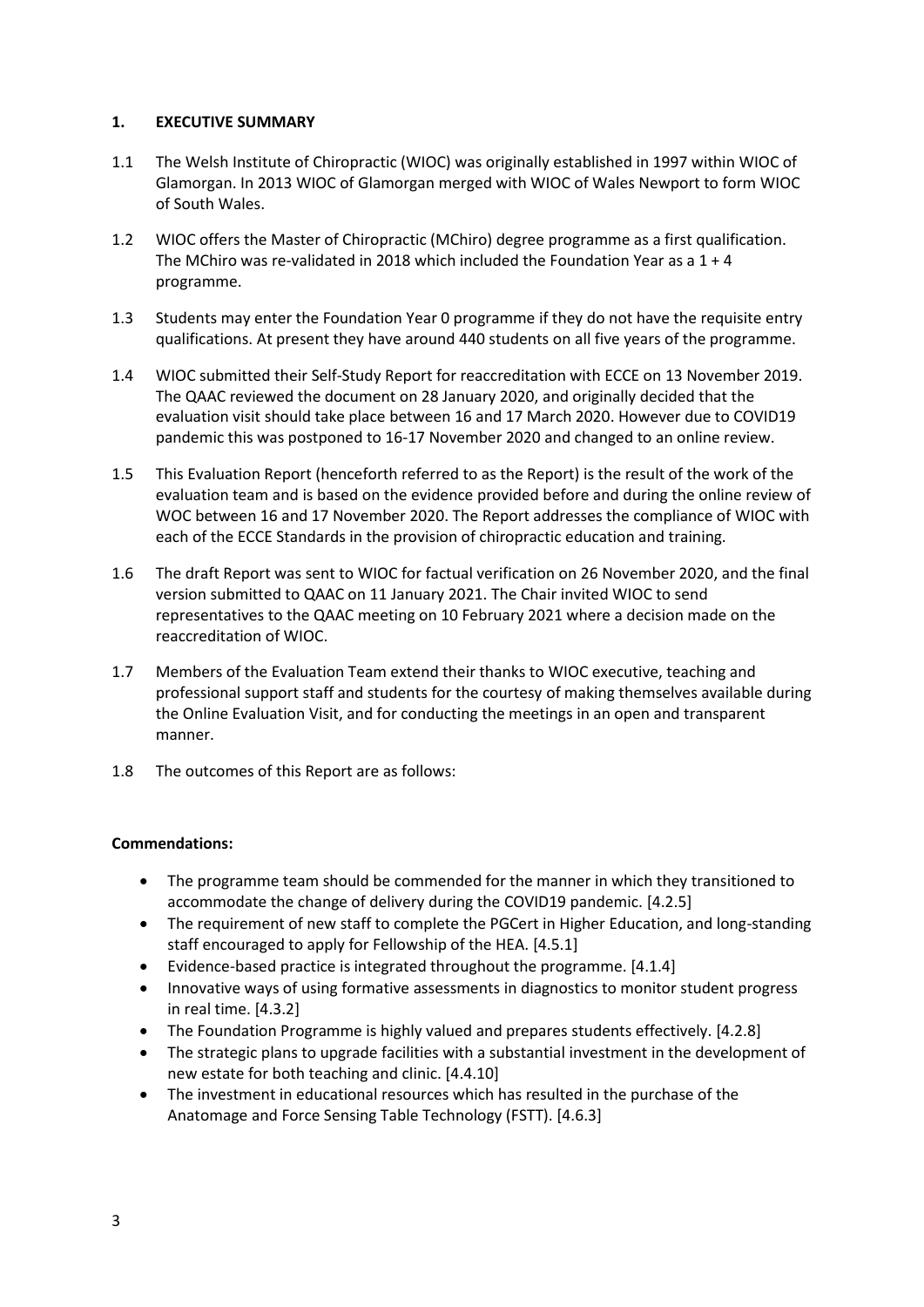## 1. EXECUTIVE SUMMARY

1.1 The Welsh Institute of Chiropractic (WIOC) was originally established in 1997 within WIOC of Glamorgan. In 2013 WIOC of Glamorgan merged with WIOC of Wales Newport to form WIOC of South Wales.

1.2 WIOC offers the Master of Chiropractic (MChiro) degree programme as a first qualification. The MChiro was re-validated in 2018 which included the Foundation Year as a 1 + 4 programme.

1.3 Students may enter the Foundation Year 0 programme if they do not have the requisite entry qualifications. At present they have around 440 students on all five years of the programme.

1.4 WIOC submitted their Self-Study Report for reaccreditation with ECCE on 13 November 2019. The QAAC reviewed the document on 28 January 2020, and originally decided that the evaluation visit should take place between 16 and 17 March 2020. However due to COVID19 pandemic this was postponed to 16-17 November 2020 and changed to an online review.

1.5 This Evaluation Report (henceforth referred to as the Report) is the result of the work of the evaluation team and is based on the evidence provided before and during the online review of WOC between 16 and 17 November 2020. The Report addresses the compliance of WIOC with each of the ECCE Standards in the provision of chiropractic education and training.

1.6 The draft Report was sent to WIOC for factual verification on 26 November 2020, and the final version submitted to QAAC on 11 January 2021. The Chair invited WIOC to send representatives to the QAAC meeting on 10 February 2021 where a decision made on the reaccreditation of WIOC.

1.7 Members of the Evaluation Team extend their thanks to WIOC executive, teaching and professional support staff and students for the courtesy of making themselves available during the Online Evaluation Visit, and for conducting the meetings in an open and transparent manner.

1.8 The outcomes of this Report are as follows:

**Commendations:**

- The programme team should be commended for the manner in which they transitioned to accommodate the change of delivery during the COVID19 pandemic. [4.2.5]
- The requirement of new staff to complete the PGCert in Higher Education, and long-standing staff encouraged to apply for Fellowship of the HEA. [4.5.1]
- Evidence-based practice is integrated throughout the programme. [4.1.4]
- Innovative ways of using formative assessments in diagnostics to monitor student progress in real time. [4.3.2]
- The Foundation Programme is highly valued and prepares students effectively. [4.2.8]
- The strategic plans to upgrade facilities with a substantial investment in the development of new estate for both teaching and clinic. [4.4.10]
- The investment in educational resources which has resulted in the purchase of the Anatomage and Force Sensing Table Technology (FSTT). [4.6.3]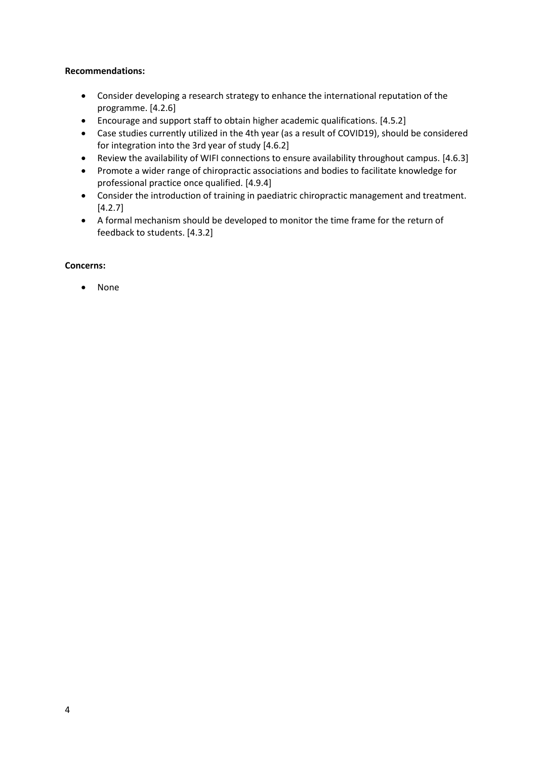**Recommendations:**

- Consider developing a research strategy to enhance the international reputation of the programme. [4.2.6]
- Encourage and support staff to obtain higher academic qualifications. [4.5.2]
- Case studies currently utilized in the 4th year (as a result of COVID19), should be considered for integration into the 3rd year of study [4.6.2]
- Review the availability of WIFI connections to ensure availability throughout campus. [4.6.3]
- Promote a wider range of chiropractic associations and bodies to facilitate knowledge for professional practice once qualified. [4.9.4]
- Consider the introduction of training in paediatric chiropractic management and treatment. [4.2.7]
- A formal mechanism should be developed to monitor the time frame for the return of feedback to students. [4.3.2]

**Concerns:**

- None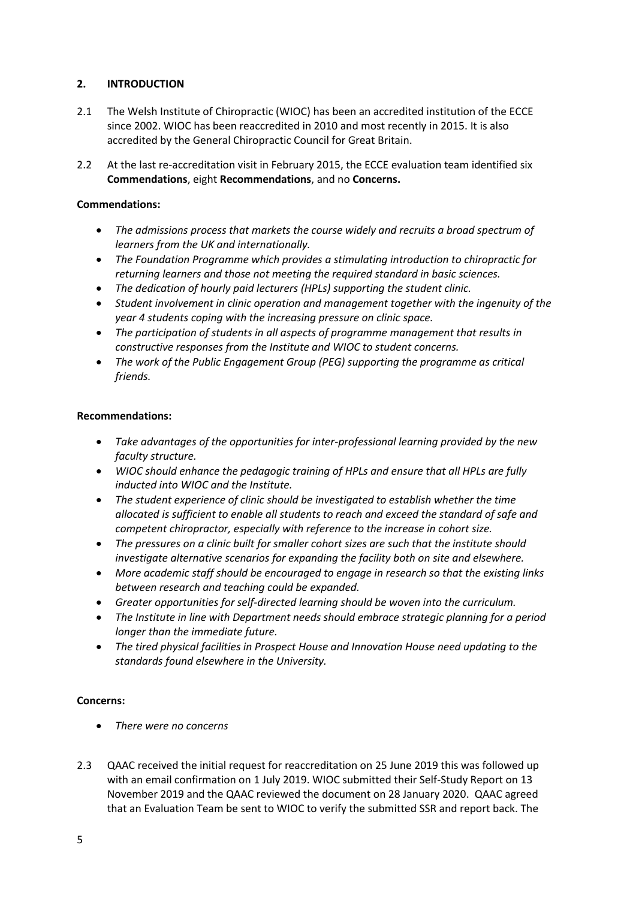## 2. INTRODUCTION

2.1 The Welsh Institute of Chiropractic (WIOC) has been an accredited institution of the ECCE since 2002. WIOC has been reaccredited in 2010 and most recently in 2015. It is also accredited by the General Chiropractic Council for Great Britain.

2.2 At the last re-accreditation visit in February 2015, the ECCE evaluation team identified six **Commendations**, eight **Recommendations**, and no **Concerns.**

**Commendations:**

- *The admissions process that markets the course widely and recruits a broad spectrum of learners from the UK and internationally.*
- *The Foundation Programme which provides a stimulating introduction to chiropractic for returning learners and those not meeting the required standard in basic sciences.*
- *The dedication of hourly paid lecturers (HPLs) supporting the student clinic.*
- *Student involvement in clinic operation and management together with the ingenuity of the year 4 students coping with the increasing pressure on clinic space.*
- *The participation of students in all aspects of programme management that results in constructive responses from the Institute and WIOC to student concerns.*
- *The work of the Public Engagement Group (PEG) supporting the programme as critical friends.*

**Recommendations:**

- *Take advantages of the opportunities for inter-professional learning provided by the new faculty structure.*
- *WIOC should enhance the pedagogic training of HPLs and ensure that all HPLs are fully inducted into WIOC and the Institute.*
- *The student experience of clinic should be investigated to establish whether the time allocated is sufficient to enable all students to reach and exceed the standard of safe and competent chiropractor, especially with reference to the increase in cohort size.*
- *The pressures on a clinic built for smaller cohort sizes are such that the institute should investigate alternative scenarios for expanding the facility both on site and elsewhere.*
- *More academic staff should be encouraged to engage in research so that the existing links between research and teaching could be expanded.*
- *Greater opportunities for self-directed learning should be woven into the curriculum.*
- *The Institute in line with Department needs should embrace strategic planning for a period longer than the immediate future.*
- *The tired physical facilities in Prospect House and Innovation House need updating to the standards found elsewhere in the University.*

**Concerns:**

- *There were no concerns*

2.3 QAAC received the initial request for reaccreditation on 25 June 2019 this was followed up with an email confirmation on 1 July 2019. WIOC submitted their Self-Study Report on 13 November 2019 and the QAAC reviewed the document on 28 January 2020. QAAC agreed that an Evaluation Team be sent to WIOC to verify the submitted SSR and report back. The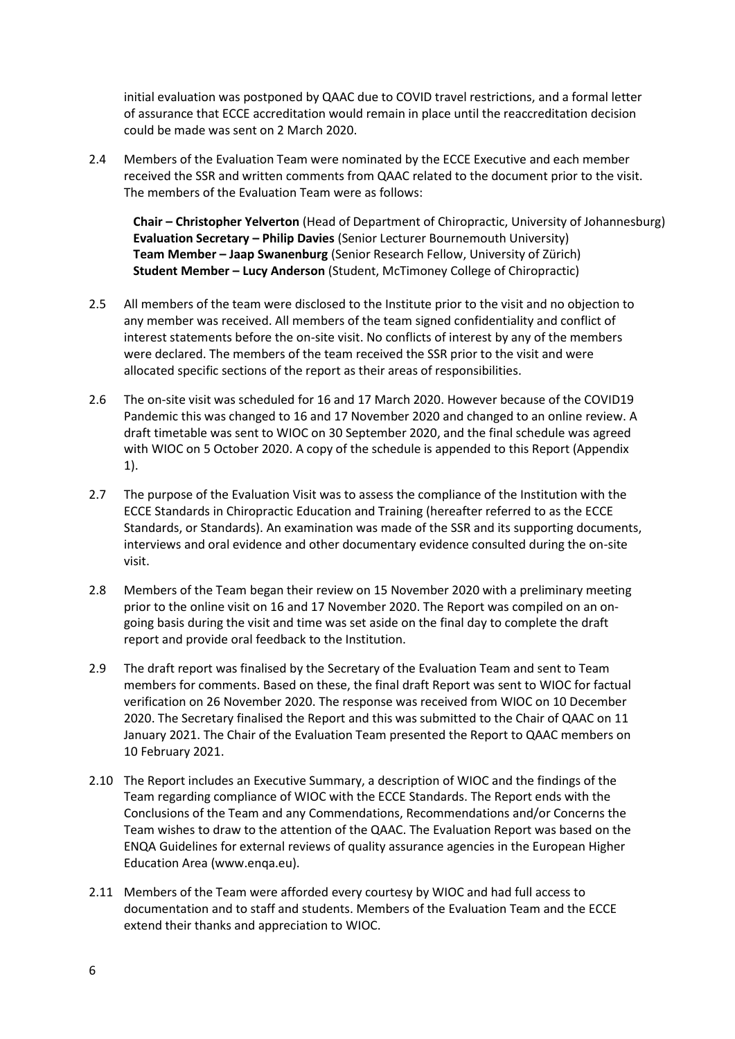initial evaluation was postponed by QAAC due to COVID travel restrictions, and a formal letter of assurance that ECCE accreditation would remain in place until the reaccreditation decision could be made was sent on 2 March 2020.

2.4 Members of the Evaluation Team were nominated by the ECCE Executive and each member received the SSR and written comments from QAAC related to the document prior to the visit. The members of the Evaluation Team were as follows:

**Chair – Christopher Yelverton** (Head of Department of Chiropractic, University of Johannesburg)
**Evaluation Secretary – Philip Davies** (Senior Lecturer Bournemouth University)
**Team Member – Jaap Swanenburg** (Senior Research Fellow, University of Zürich)
**Student Member – Lucy Anderson** (Student, McTimoney College of Chiropractic)

2.5 All members of the team were disclosed to the Institute prior to the visit and no objection to any member was received. All members of the team signed confidentiality and conflict of interest statements before the on-site visit. No conflicts of interest by any of the members were declared. The members of the team received the SSR prior to the visit and were allocated specific sections of the report as their areas of responsibilities.

2.6 The on-site visit was scheduled for 16 and 17 March 2020. However because of the COVID19 Pandemic this was changed to 16 and 17 November 2020 and changed to an online review. A draft timetable was sent to WIOC on 30 September 2020, and the final schedule was agreed with WIOC on 5 October 2020. A copy of the schedule is appended to this Report (Appendix 1).

2.7 The purpose of the Evaluation Visit was to assess the compliance of the Institution with the ECCE Standards in Chiropractic Education and Training (hereafter referred to as the ECCE Standards, or Standards). An examination was made of the SSR and its supporting documents, interviews and oral evidence and other documentary evidence consulted during the on-site visit.

2.8 Members of the Team began their review on 15 November 2020 with a preliminary meeting prior to the online visit on 16 and 17 November 2020. The Report was compiled on an on-going basis during the visit and time was set aside on the final day to complete the draft report and provide oral feedback to the Institution.

2.9 The draft report was finalised by the Secretary of the Evaluation Team and sent to Team members for comments. Based on these, the final draft Report was sent to WIOC for factual verification on 26 November 2020. The response was received from WIOC on 10 December 2020. The Secretary finalised the Report and this was submitted to the Chair of QAAC on 11 January 2021. The Chair of the Evaluation Team presented the Report to QAAC members on 10 February 2021.

2.10 The Report includes an Executive Summary, a description of WIOC and the findings of the Team regarding compliance of WIOC with the ECCE Standards. The Report ends with the Conclusions of the Team and any Commendations, Recommendations and/or Concerns the Team wishes to draw to the attention of the QAAC. The Evaluation Report was based on the ENQA Guidelines for external reviews of quality assurance agencies in the European Higher Education Area (www.enqa.eu).

2.11 Members of the Team were afforded every courtesy by WIOC and had full access to documentation and to staff and students. Members of the Evaluation Team and the ECCE extend their thanks and appreciation to WIOC.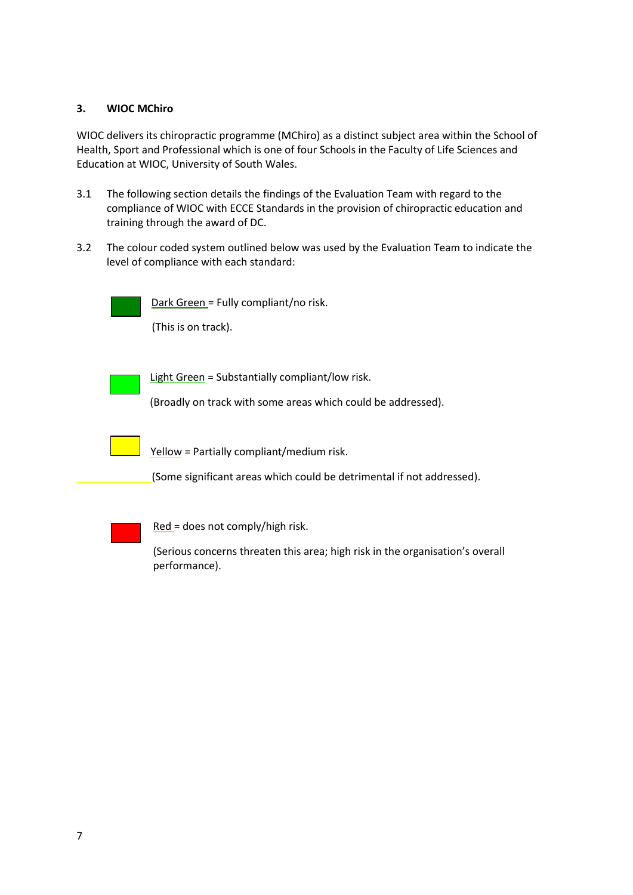## 3. WIOC MChiro

WIOC delivers its chiropractic programme (MChiro) as a distinct subject area within the School of Health, Sport and Professional which is one of four Schools in the Faculty of Life Sciences and Education at WIOC, University of South Wales.

3.1 The following section details the findings of the Evaluation Team with regard to the compliance of WIOC with ECCE Standards in the provision of chiropractic education and training through the award of DC.

3.2 The colour coded system outlined below was used by the Evaluation Team to indicate the level of compliance with each standard:

Dark Green = Fully compliant/no risk.

(This is on track).

Light Green = Substantially compliant/low risk.

(Broadly on track with some areas which could be addressed).

Yellow = Partially compliant/medium risk.

(Some significant areas which could be detrimental if not addressed).

Red = does not comply/high risk.

(Serious concerns threaten this area; high risk in the organisation's overall performance).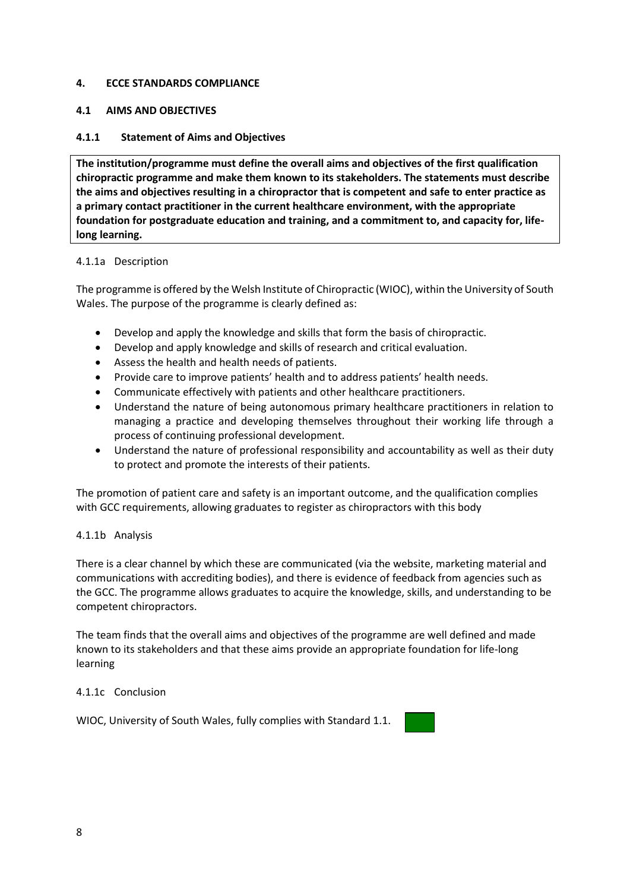## 4. ECCE STANDARDS COMPLIANCE

### 4.1 AIMS AND OBJECTIVES

#### 4.1.1 Statement of Aims and Objectives

**The institution/programme must define the overall aims and objectives of the first qualification chiropractic programme and make them known to its stakeholders. The statements must describe the aims and objectives resulting in a chiropractor that is competent and safe to enter practice as a primary contact practitioner in the current healthcare environment, with the appropriate foundation for postgraduate education and training, and a commitment to, and capacity for, life-long learning.**

4.1.1a Description

The programme is offered by the Welsh Institute of Chiropractic (WIOC), within the University of South Wales. The purpose of the programme is clearly defined as:

- Develop and apply the knowledge and skills that form the basis of chiropractic.
- Develop and apply knowledge and skills of research and critical evaluation.
- Assess the health and health needs of patients.
- Provide care to improve patients' health and to address patients' health needs.
- Communicate effectively with patients and other healthcare practitioners.
- Understand the nature of being autonomous primary healthcare practitioners in relation to managing a practice and developing themselves throughout their working life through a process of continuing professional development.
- Understand the nature of professional responsibility and accountability as well as their duty to protect and promote the interests of their patients.

The promotion of patient care and safety is an important outcome, and the qualification complies with GCC requirements, allowing graduates to register as chiropractors with this body

4.1.1b Analysis

There is a clear channel by which these are communicated (via the website, marketing material and communications with accrediting bodies), and there is evidence of feedback from agencies such as the GCC. The programme allows graduates to acquire the knowledge, skills, and understanding to be competent chiropractors.

The team finds that the overall aims and objectives of the programme are well defined and made known to its stakeholders and that these aims provide an appropriate foundation for life-long learning

4.1.1c Conclusion

WIOC, University of South Wales, fully complies with Standard 1.1.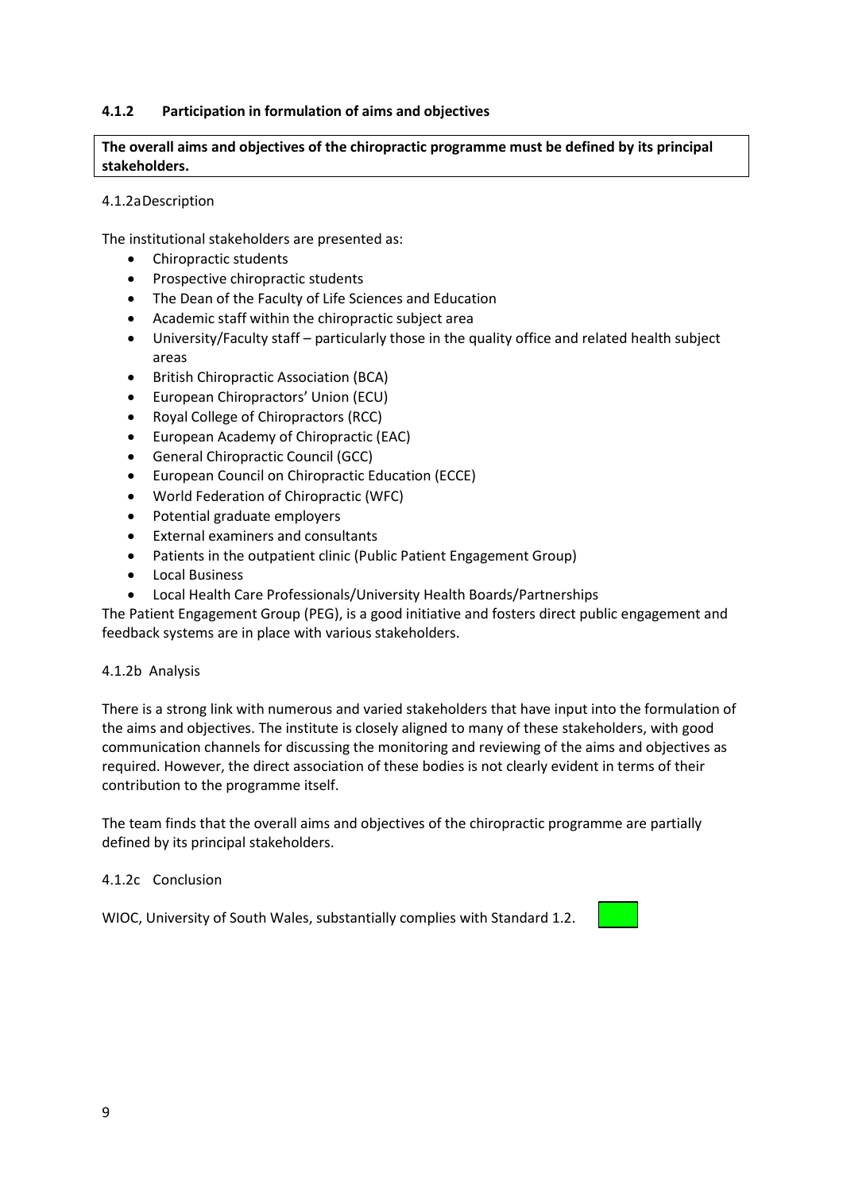### 4.1.2 Participation in formulation of aims and objectives

**The overall aims and objectives of the chiropractic programme must be defined by its principal stakeholders.**

4.1.2a Description

The institutional stakeholders are presented as:

- Chiropractic students
- Prospective chiropractic students
- The Dean of the Faculty of Life Sciences and Education
- Academic staff within the chiropractic subject area
- University/Faculty staff – particularly those in the quality office and related health subject areas
- British Chiropractic Association (BCA)
- European Chiropractors' Union (ECU)
- Royal College of Chiropractors (RCC)
- European Academy of Chiropractic (EAC)
- General Chiropractic Council (GCC)
- European Council on Chiropractic Education (ECCE)
- World Federation of Chiropractic (WFC)
- Potential graduate employers
- External examiners and consultants
- Patients in the outpatient clinic (Public Patient Engagement Group)
- Local Business
- Local Health Care Professionals/University Health Boards/Partnerships

The Patient Engagement Group (PEG), is a good initiative and fosters direct public engagement and feedback systems are in place with various stakeholders.

4.1.2b Analysis

There is a strong link with numerous and varied stakeholders that have input into the formulation of the aims and objectives. The institute is closely aligned to many of these stakeholders, with good communication channels for discussing the monitoring and reviewing of the aims and objectives as required. However, the direct association of these bodies is not clearly evident in terms of their contribution to the programme itself.

The team finds that the overall aims and objectives of the chiropractic programme are partially defined by its principal stakeholders.

4.1.2c Conclusion

WIOC, University of South Wales, substantially complies with Standard 1.2.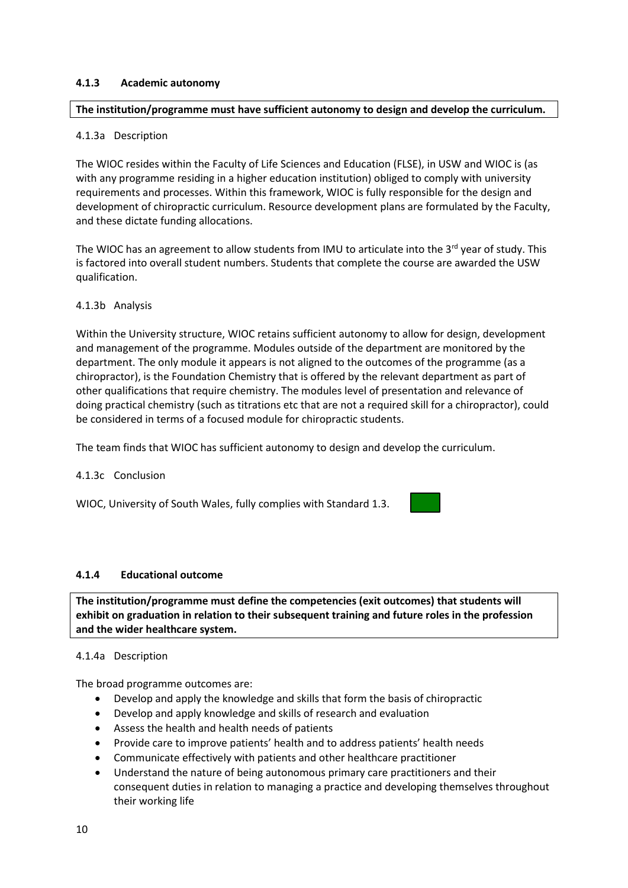#### 4.1.3 Academic autonomy

**The institution/programme must have sufficient autonomy to design and develop the curriculum.**

4.1.3a Description

The WIOC resides within the Faculty of Life Sciences and Education (FLSE), in USW and WIOC is (as with any programme residing in a higher education institution) obliged to comply with university requirements and processes. Within this framework, WIOC is fully responsible for the design and development of chiropractic curriculum. Resource development plans are formulated by the Faculty, and these dictate funding allocations.

The WIOC has an agreement to allow students from IMU to articulate into the 3rd year of study. This is factored into overall student numbers. Students that complete the course are awarded the USW qualification.

4.1.3b Analysis

Within the University structure, WIOC retains sufficient autonomy to allow for design, development and management of the programme. Modules outside of the department are monitored by the department. The only module it appears is not aligned to the outcomes of the programme (as a chiropractor), is the Foundation Chemistry that is offered by the relevant department as part of other qualifications that require chemistry. The modules level of presentation and relevance of doing practical chemistry (such as titrations etc that are not a required skill for a chiropractor), could be considered in terms of a focused module for chiropractic students.

The team finds that WIOC has sufficient autonomy to design and develop the curriculum.

4.1.3c Conclusion

WIOC, University of South Wales, fully complies with Standard 1.3.

#### 4.1.4 Educational outcome

**The institution/programme must define the competencies (exit outcomes) that students will exhibit on graduation in relation to their subsequent training and future roles in the profession and the wider healthcare system.**

4.1.4a Description

The broad programme outcomes are:

- Develop and apply the knowledge and skills that form the basis of chiropractic
- Develop and apply knowledge and skills of research and evaluation
- Assess the health and health needs of patients
- Provide care to improve patients' health and to address patients' health needs
- Communicate effectively with patients and other healthcare practitioner
- Understand the nature of being autonomous primary care practitioners and their consequent duties in relation to managing a practice and developing themselves throughout their working life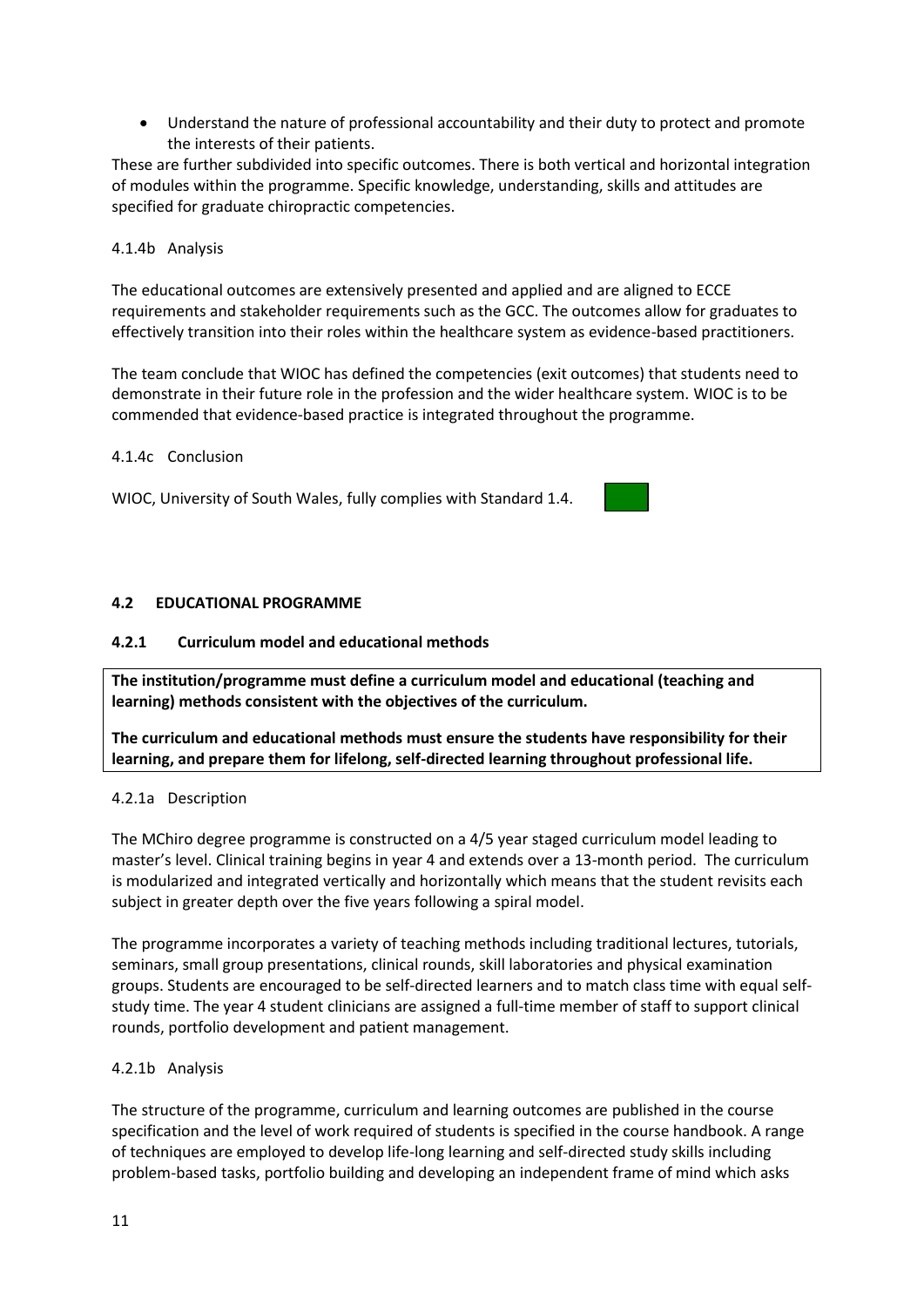- Understand the nature of professional accountability and their duty to protect and promote the interests of their patients.

These are further subdivided into specific outcomes. There is both vertical and horizontal integration of modules within the programme. Specific knowledge, understanding, skills and attitudes are specified for graduate chiropractic competencies.

4.1.4b Analysis

The educational outcomes are extensively presented and applied and are aligned to ECCE requirements and stakeholder requirements such as the GCC. The outcomes allow for graduates to effectively transition into their roles within the healthcare system as evidence-based practitioners.

The team conclude that WIOC has defined the competencies (exit outcomes) that students need to demonstrate in their future role in the profession and the wider healthcare system. WIOC is to be commended that evidence-based practice is integrated throughout the programme.

4.1.4c Conclusion

WIOC, University of South Wales, fully complies with Standard 1.4.

## 4.2 EDUCATIONAL PROGRAMME

### 4.2.1 Curriculum model and educational methods

**The institution/programme must define a curriculum model and educational (teaching and learning) methods consistent with the objectives of the curriculum.**

**The curriculum and educational methods must ensure the students have responsibility for their learning, and prepare them for lifelong, self-directed learning throughout professional life.**

4.2.1a Description

The MChiro degree programme is constructed on a 4/5 year staged curriculum model leading to master's level. Clinical training begins in year 4 and extends over a 13-month period. The curriculum is modularized and integrated vertically and horizontally which means that the student revisits each subject in greater depth over the five years following a spiral model.

The programme incorporates a variety of teaching methods including traditional lectures, tutorials, seminars, small group presentations, clinical rounds, skill laboratories and physical examination groups. Students are encouraged to be self-directed learners and to match class time with equal self-study time. The year 4 student clinicians are assigned a full-time member of staff to support clinical rounds, portfolio development and patient management.

4.2.1b Analysis

The structure of the programme, curriculum and learning outcomes are published in the course specification and the level of work required of students is specified in the course handbook. A range of techniques are employed to develop life-long learning and self-directed study skills including problem-based tasks, portfolio building and developing an independent frame of mind which asks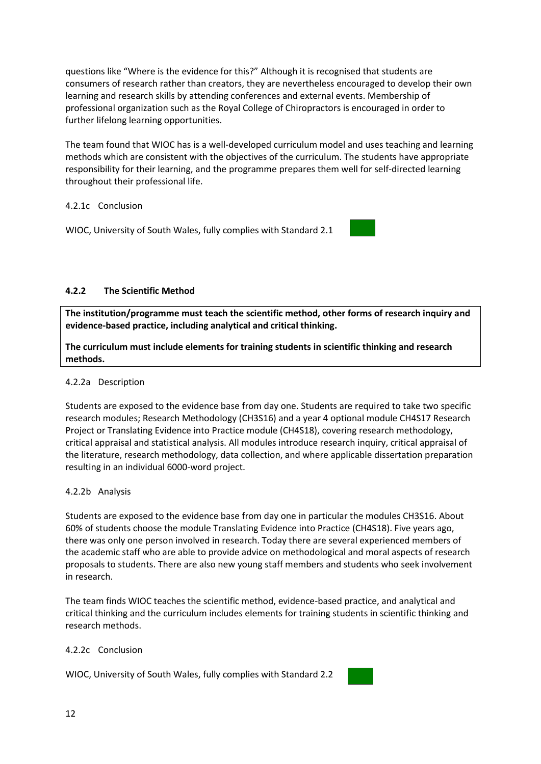questions like "Where is the evidence for this?" Although it is recognised that students are consumers of research rather than creators, they are nevertheless encouraged to develop their own learning and research skills by attending conferences and external events. Membership of professional organization such as the Royal College of Chiropractors is encouraged in order to further lifelong learning opportunities.

The team found that WIOC has is a well-developed curriculum model and uses teaching and learning methods which are consistent with the objectives of the curriculum. The students have appropriate responsibility for their learning, and the programme prepares them well for self-directed learning throughout their professional life.

4.2.1c Conclusion

WIOC, University of South Wales, fully complies with Standard 2.1

### 4.2.2 The Scientific Method

**The institution/programme must teach the scientific method, other forms of research inquiry and evidence-based practice, including analytical and critical thinking.**

**The curriculum must include elements for training students in scientific thinking and research methods.**

4.2.2a Description

Students are exposed to the evidence base from day one. Students are required to take two specific research modules; Research Methodology (CH3S16) and a year 4 optional module CH4S17 Research Project or Translating Evidence into Practice module (CH4S18), covering research methodology, critical appraisal and statistical analysis. All modules introduce research inquiry, critical appraisal of the literature, research methodology, data collection, and where applicable dissertation preparation resulting in an individual 6000-word project.

4.2.2b Analysis

Students are exposed to the evidence base from day one in particular the modules CH3S16. About 60% of students choose the module Translating Evidence into Practice (CH4S18). Five years ago, there was only one person involved in research. Today there are several experienced members of the academic staff who are able to provide advice on methodological and moral aspects of research proposals to students. There are also new young staff members and students who seek involvement in research.

The team finds WIOC teaches the scientific method, evidence-based practice, and analytical and critical thinking and the curriculum includes elements for training students in scientific thinking and research methods.

4.2.2c Conclusion

WIOC, University of South Wales, fully complies with Standard 2.2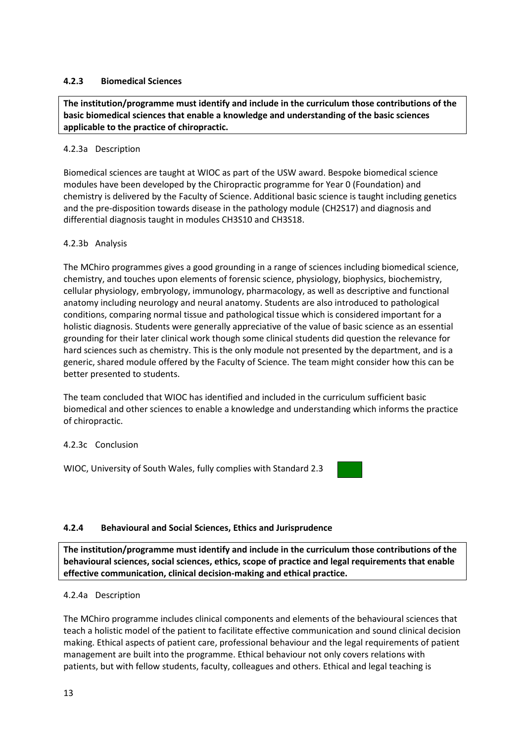### 4.2.3 Biomedical Sciences

**The institution/programme must identify and include in the curriculum those contributions of the basic biomedical sciences that enable a knowledge and understanding of the basic sciences applicable to the practice of chiropractic.**

4.2.3a Description

Biomedical sciences are taught at WIOC as part of the USW award. Bespoke biomedical science modules have been developed by the Chiropractic programme for Year 0 (Foundation) and chemistry is delivered by the Faculty of Science. Additional basic science is taught including genetics and the pre-disposition towards disease in the pathology module (CH2S17) and diagnosis and differential diagnosis taught in modules CH3S10 and CH3S18.

4.2.3b Analysis

The MChiro programmes gives a good grounding in a range of sciences including biomedical science, chemistry, and touches upon elements of forensic science, physiology, biophysics, biochemistry, cellular physiology, embryology, immunology, pharmacology, as well as descriptive and functional anatomy including neurology and neural anatomy. Students are also introduced to pathological conditions, comparing normal tissue and pathological tissue which is considered important for a holistic diagnosis. Students were generally appreciative of the value of basic science as an essential grounding for their later clinical work though some clinical students did question the relevance for hard sciences such as chemistry. This is the only module not presented by the department, and is a generic, shared module offered by the Faculty of Science. The team might consider how this can be better presented to students.

The team concluded that WIOC has identified and included in the curriculum sufficient basic biomedical and other sciences to enable a knowledge and understanding which informs the practice of chiropractic.

4.2.3c Conclusion

WIOC, University of South Wales, fully complies with Standard 2.3

### 4.2.4 Behavioural and Social Sciences, Ethics and Jurisprudence

**The institution/programme must identify and include in the curriculum those contributions of the behavioural sciences, social sciences, ethics, scope of practice and legal requirements that enable effective communication, clinical decision-making and ethical practice.**

4.2.4a Description

The MChiro programme includes clinical components and elements of the behavioural sciences that teach a holistic model of the patient to facilitate effective communication and sound clinical decision making. Ethical aspects of patient care, professional behaviour and the legal requirements of patient management are built into the programme. Ethical behaviour not only covers relations with patients, but with fellow students, faculty, colleagues and others. Ethical and legal teaching is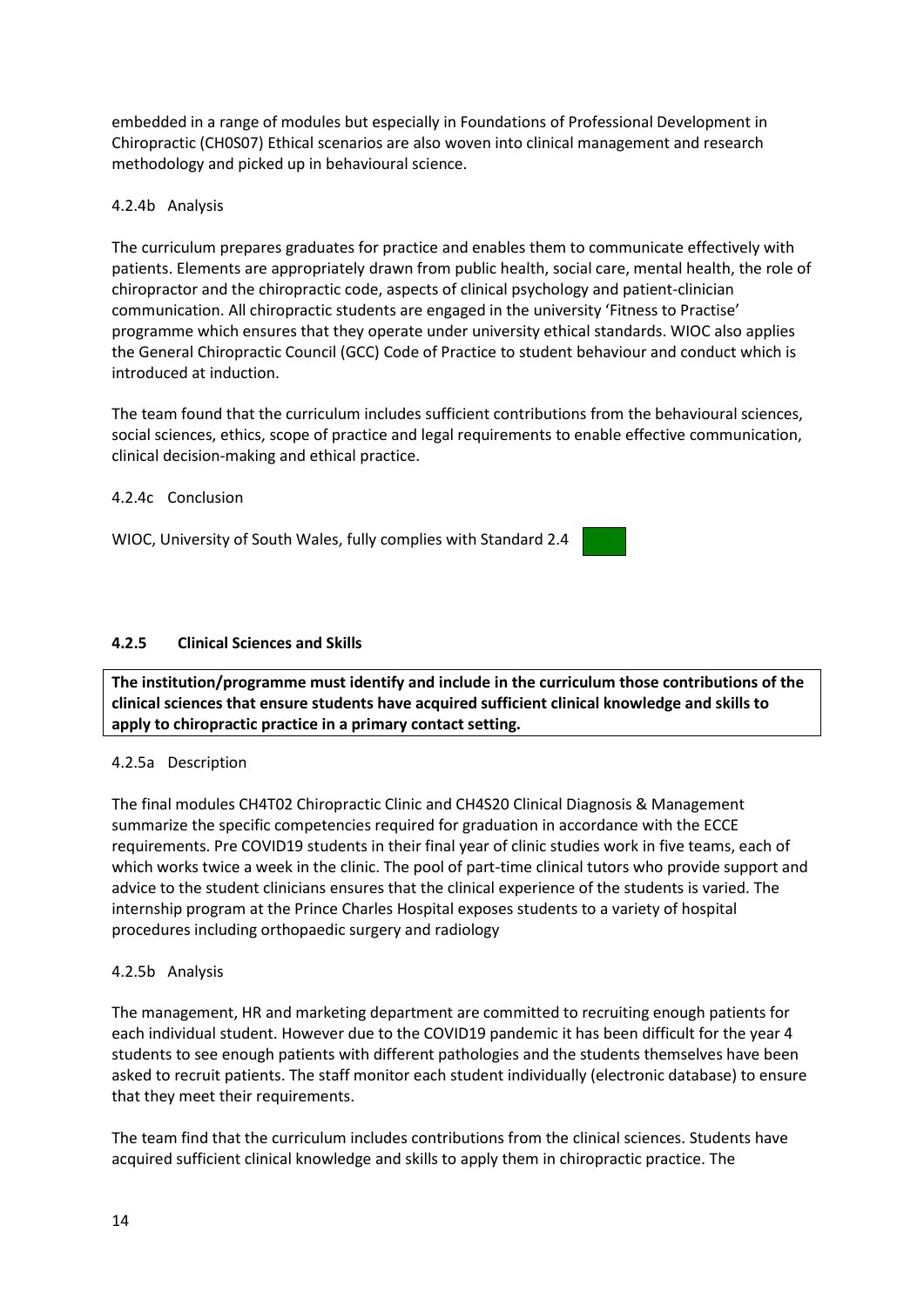embedded in a range of modules but especially in Foundations of Professional Development in Chiropractic (CH0S07) Ethical scenarios are also woven into clinical management and research methodology and picked up in behavioural science.

4.2.4b Analysis

The curriculum prepares graduates for practice and enables them to communicate effectively with patients. Elements are appropriately drawn from public health, social care, mental health, the role of chiropractor and the chiropractic code, aspects of clinical psychology and patient-clinician communication. All chiropractic students are engaged in the university 'Fitness to Practise' programme which ensures that they operate under university ethical standards. WIOC also applies the General Chiropractic Council (GCC) Code of Practice to student behaviour and conduct which is introduced at induction.

The team found that the curriculum includes sufficient contributions from the behavioural sciences, social sciences, ethics, scope of practice and legal requirements to enable effective communication, clinical decision-making and ethical practice.

4.2.4c Conclusion

WIOC, University of South Wales, fully complies with Standard 2.4

#### 4.2.5 Clinical Sciences and Skills

**The institution/programme must identify and include in the curriculum those contributions of the clinical sciences that ensure students have acquired sufficient clinical knowledge and skills to apply to chiropractic practice in a primary contact setting.**

4.2.5a Description

The final modules CH4T02 Chiropractic Clinic and CH4S20 Clinical Diagnosis & Management summarize the specific competencies required for graduation in accordance with the ECCE requirements. Pre COVID19 students in their final year of clinic studies work in five teams, each of which works twice a week in the clinic. The pool of part-time clinical tutors who provide support and advice to the student clinicians ensures that the clinical experience of the students is varied. The internship program at the Prince Charles Hospital exposes students to a variety of hospital procedures including orthopaedic surgery and radiology

4.2.5b Analysis

The management, HR and marketing department are committed to recruiting enough patients for each individual student. However due to the COVID19 pandemic it has been difficult for the year 4 students to see enough patients with different pathologies and the students themselves have been asked to recruit patients. The staff monitor each student individually (electronic database) to ensure that they meet their requirements.

The team find that the curriculum includes contributions from the clinical sciences. Students have acquired sufficient clinical knowledge and skills to apply them in chiropractic practice. The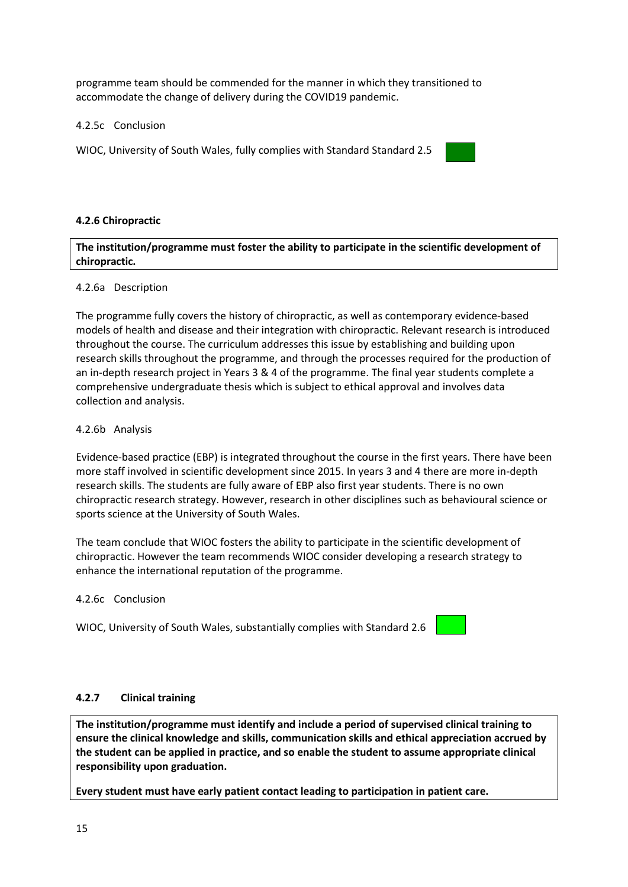programme team should be commended for the manner in which they transitioned to accommodate the change of delivery during the COVID19 pandemic.

4.2.5c Conclusion

WIOC, University of South Wales, fully complies with Standard Standard 2.5

#### 4.2.6 Chiropractic

**The institution/programme must foster the ability to participate in the scientific development of chiropractic.**

4.2.6a Description

The programme fully covers the history of chiropractic, as well as contemporary evidence-based models of health and disease and their integration with chiropractic. Relevant research is introduced throughout the course. The curriculum addresses this issue by establishing and building upon research skills throughout the programme, and through the processes required for the production of an in-depth research project in Years 3 & 4 of the programme. The final year students complete a comprehensive undergraduate thesis which is subject to ethical approval and involves data collection and analysis.

4.2.6b Analysis

Evidence-based practice (EBP) is integrated throughout the course in the first years. There have been more staff involved in scientific development since 2015. In years 3 and 4 there are more in-depth research skills. The students are fully aware of EBP also first year students. There is no own chiropractic research strategy. However, research in other disciplines such as behavioural science or sports science at the University of South Wales.

The team conclude that WIOC fosters the ability to participate in the scientific development of chiropractic. However the team recommends WIOC consider developing a research strategy to enhance the international reputation of the programme.

4.2.6c Conclusion

WIOC, University of South Wales, substantially complies with Standard 2.6

#### 4.2.7 Clinical training

**The institution/programme must identify and include a period of supervised clinical training to ensure the clinical knowledge and skills, communication skills and ethical appreciation accrued by the student can be applied in practice, and so enable the student to assume appropriate clinical responsibility upon graduation.**

**Every student must have early patient contact leading to participation in patient care.**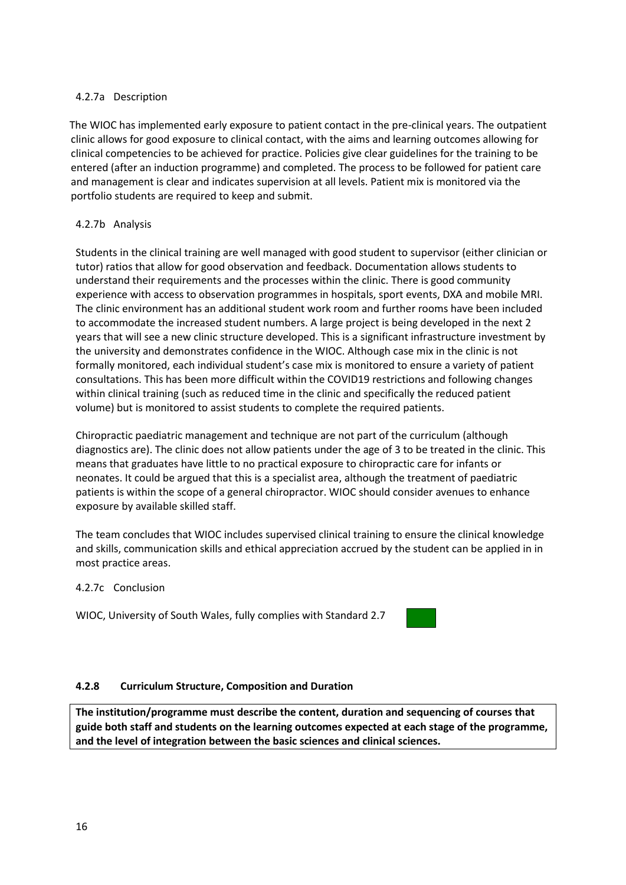4.2.7a Description

The WIOC has implemented early exposure to patient contact in the pre-clinical years. The outpatient clinic allows for good exposure to clinical contact, with the aims and learning outcomes allowing for clinical competencies to be achieved for practice. Policies give clear guidelines for the training to be entered (after an induction programme) and completed. The process to be followed for patient care and management is clear and indicates supervision at all levels. Patient mix is monitored via the portfolio students are required to keep and submit.

4.2.7b Analysis

Students in the clinical training are well managed with good student to supervisor (either clinician or tutor) ratios that allow for good observation and feedback. Documentation allows students to understand their requirements and the processes within the clinic. There is good community experience with access to observation programmes in hospitals, sport events, DXA and mobile MRI. The clinic environment has an additional student work room and further rooms have been included to accommodate the increased student numbers. A large project is being developed in the next 2 years that will see a new clinic structure developed. This is a significant infrastructure investment by the university and demonstrates confidence in the WIOC. Although case mix in the clinic is not formally monitored, each individual student's case mix is monitored to ensure a variety of patient consultations. This has been more difficult within the COVID19 restrictions and following changes within clinical training (such as reduced time in the clinic and specifically the reduced patient volume) but is monitored to assist students to complete the required patients.

Chiropractic paediatric management and technique are not part of the curriculum (although diagnostics are). The clinic does not allow patients under the age of 3 to be treated in the clinic. This means that graduates have little to no practical exposure to chiropractic care for infants or neonates. It could be argued that this is a specialist area, although the treatment of paediatric patients is within the scope of a general chiropractor. WIOC should consider avenues to enhance exposure by available skilled staff.

The team concludes that WIOC includes supervised clinical training to ensure the clinical knowledge and skills, communication skills and ethical appreciation accrued by the student can be applied in in most practice areas.

4.2.7c Conclusion

WIOC, University of South Wales, fully complies with Standard 2.7

#### 4.2.8 Curriculum Structure, Composition and Duration

**The institution/programme must describe the content, duration and sequencing of courses that guide both staff and students on the learning outcomes expected at each stage of the programme, and the level of integration between the basic sciences and clinical sciences.**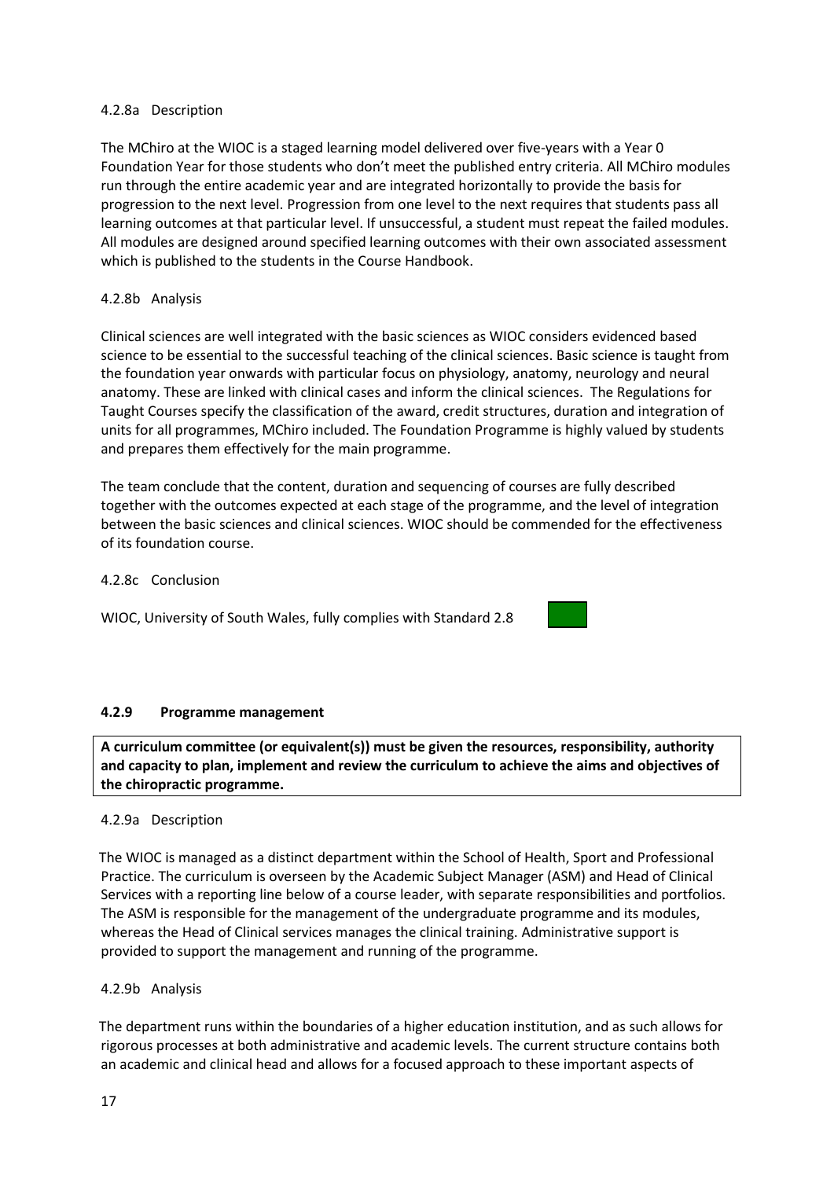4.2.8a Description

The MChiro at the WIOC is a staged learning model delivered over five-years with a Year 0 Foundation Year for those students who don't meet the published entry criteria. All MChiro modules run through the entire academic year and are integrated horizontally to provide the basis for progression to the next level. Progression from one level to the next requires that students pass all learning outcomes at that particular level. If unsuccessful, a student must repeat the failed modules. All modules are designed around specified learning outcomes with their own associated assessment which is published to the students in the Course Handbook.

4.2.8b Analysis

Clinical sciences are well integrated with the basic sciences as WIOC considers evidenced based science to be essential to the successful teaching of the clinical sciences. Basic science is taught from the foundation year onwards with particular focus on physiology, anatomy, neurology and neural anatomy. These are linked with clinical cases and inform the clinical sciences. The Regulations for Taught Courses specify the classification of the award, credit structures, duration and integration of units for all programmes, MChiro included. The Foundation Programme is highly valued by students and prepares them effectively for the main programme.

The team conclude that the content, duration and sequencing of courses are fully described together with the outcomes expected at each stage of the programme, and the level of integration between the basic sciences and clinical sciences. WIOC should be commended for the effectiveness of its foundation course.

4.2.8c Conclusion

WIOC, University of South Wales, fully complies with Standard 2.8

#### 4.2.9 Programme management

**A curriculum committee (or equivalent(s)) must be given the resources, responsibility, authority and capacity to plan, implement and review the curriculum to achieve the aims and objectives of the chiropractic programme.**

4.2.9a Description

The WIOC is managed as a distinct department within the School of Health, Sport and Professional Practice. The curriculum is overseen by the Academic Subject Manager (ASM) and Head of Clinical Services with a reporting line below of a course leader, with separate responsibilities and portfolios. The ASM is responsible for the management of the undergraduate programme and its modules, whereas the Head of Clinical services manages the clinical training. Administrative support is provided to support the management and running of the programme.

4.2.9b Analysis

The department runs within the boundaries of a higher education institution, and as such allows for rigorous processes at both administrative and academic levels. The current structure contains both an academic and clinical head and allows for a focused approach to these important aspects of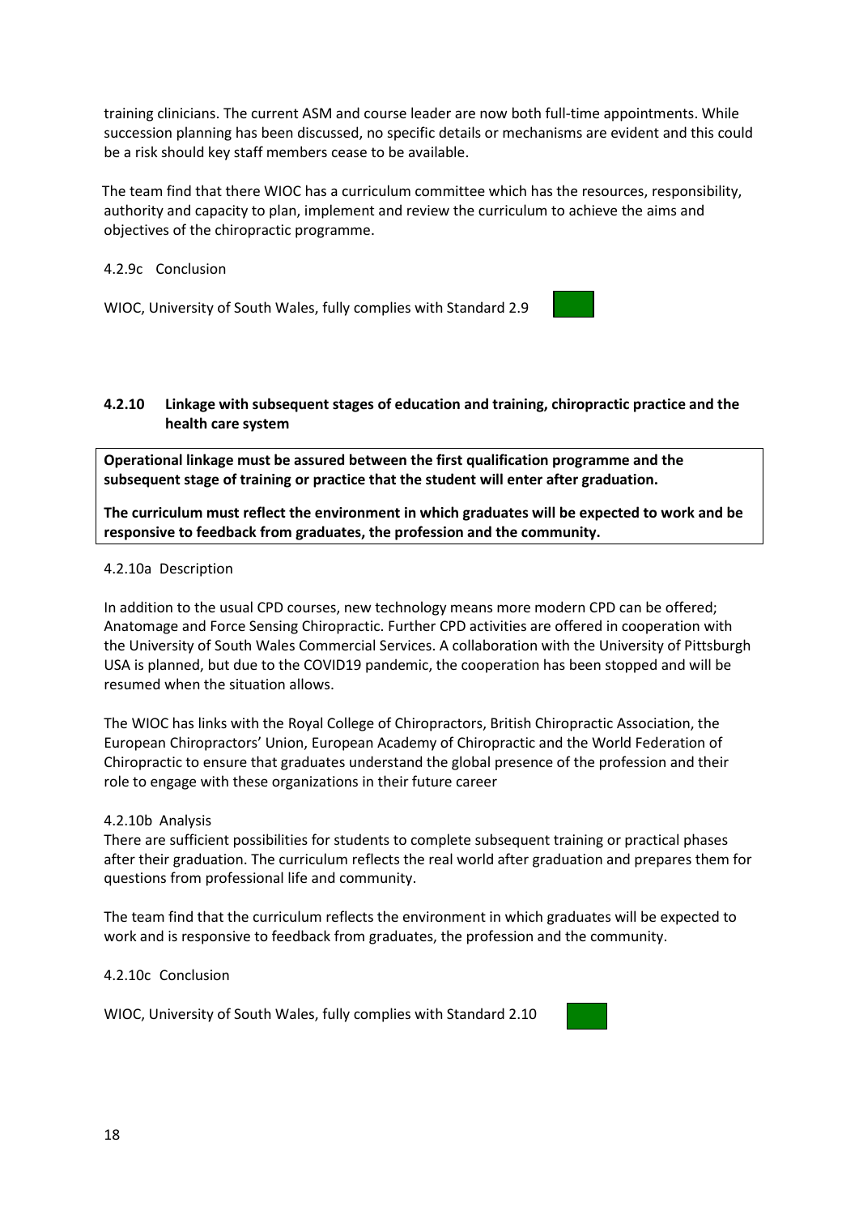training clinicians. The current ASM and course leader are now both full-time appointments. While succession planning has been discussed, no specific details or mechanisms are evident and this could be a risk should key staff members cease to be available.

The team find that there WIOC has a curriculum committee which has the resources, responsibility, authority and capacity to plan, implement and review the curriculum to achieve the aims and objectives of the chiropractic programme.

4.2.9c Conclusion

WIOC, University of South Wales, fully complies with Standard 2.9

### 4.2.10 Linkage with subsequent stages of education and training, chiropractic practice and the health care system

**Operational linkage must be assured between the first qualification programme and the subsequent stage of training or practice that the student will enter after graduation.**

**The curriculum must reflect the environment in which graduates will be expected to work and be responsive to feedback from graduates, the profession and the community.**

4.2.10a Description

In addition to the usual CPD courses, new technology means more modern CPD can be offered; Anatomage and Force Sensing Chiropractic. Further CPD activities are offered in cooperation with the University of South Wales Commercial Services. A collaboration with the University of Pittsburgh USA is planned, but due to the COVID19 pandemic, the cooperation has been stopped and will be resumed when the situation allows.

The WIOC has links with the Royal College of Chiropractors, British Chiropractic Association, the European Chiropractors' Union, European Academy of Chiropractic and the World Federation of Chiropractic to ensure that graduates understand the global presence of the profession and their role to engage with these organizations in their future career

4.2.10b Analysis

There are sufficient possibilities for students to complete subsequent training or practical phases after their graduation. The curriculum reflects the real world after graduation and prepares them for questions from professional life and community.

The team find that the curriculum reflects the environment in which graduates will be expected to work and is responsive to feedback from graduates, the profession and the community.

4.2.10c Conclusion

WIOC, University of South Wales, fully complies with Standard 2.10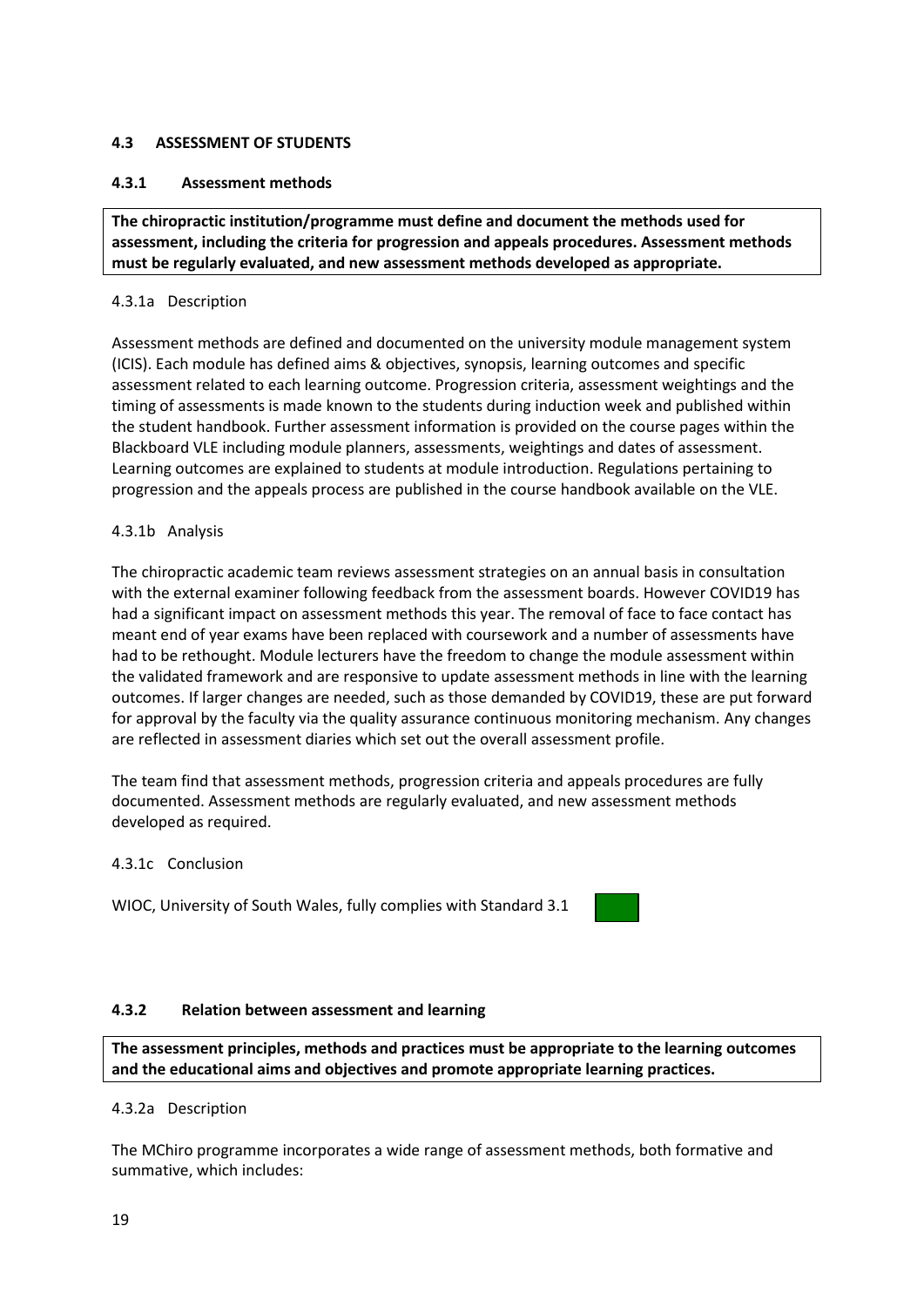### 4.3 ASSESSMENT OF STUDENTS

#### 4.3.1 Assessment methods

**The chiropractic institution/programme must define and document the methods used for assessment, including the criteria for progression and appeals procedures. Assessment methods must be regularly evaluated, and new assessment methods developed as appropriate.**

4.3.1a Description

Assessment methods are defined and documented on the university module management system (ICIS). Each module has defined aims & objectives, synopsis, learning outcomes and specific assessment related to each learning outcome. Progression criteria, assessment weightings and the timing of assessments is made known to the students during induction week and published within the student handbook. Further assessment information is provided on the course pages within the Blackboard VLE including module planners, assessments, weightings and dates of assessment. Learning outcomes are explained to students at module introduction. Regulations pertaining to progression and the appeals process are published in the course handbook available on the VLE.

4.3.1b Analysis

The chiropractic academic team reviews assessment strategies on an annual basis in consultation with the external examiner following feedback from the assessment boards. However COVID19 has had a significant impact on assessment methods this year. The removal of face to face contact has meant end of year exams have been replaced with coursework and a number of assessments have had to be rethought. Module lecturers have the freedom to change the module assessment within the validated framework and are responsive to update assessment methods in line with the learning outcomes. If larger changes are needed, such as those demanded by COVID19, these are put forward for approval by the faculty via the quality assurance continuous monitoring mechanism. Any changes are reflected in assessment diaries which set out the overall assessment profile.

The team find that assessment methods, progression criteria and appeals procedures are fully documented. Assessment methods are regularly evaluated, and new assessment methods developed as required.

4.3.1c Conclusion

WIOC, University of South Wales, fully complies with Standard 3.1

#### 4.3.2 Relation between assessment and learning

**The assessment principles, methods and practices must be appropriate to the learning outcomes and the educational aims and objectives and promote appropriate learning practices.**

4.3.2a Description

The MChiro programme incorporates a wide range of assessment methods, both formative and summative, which includes: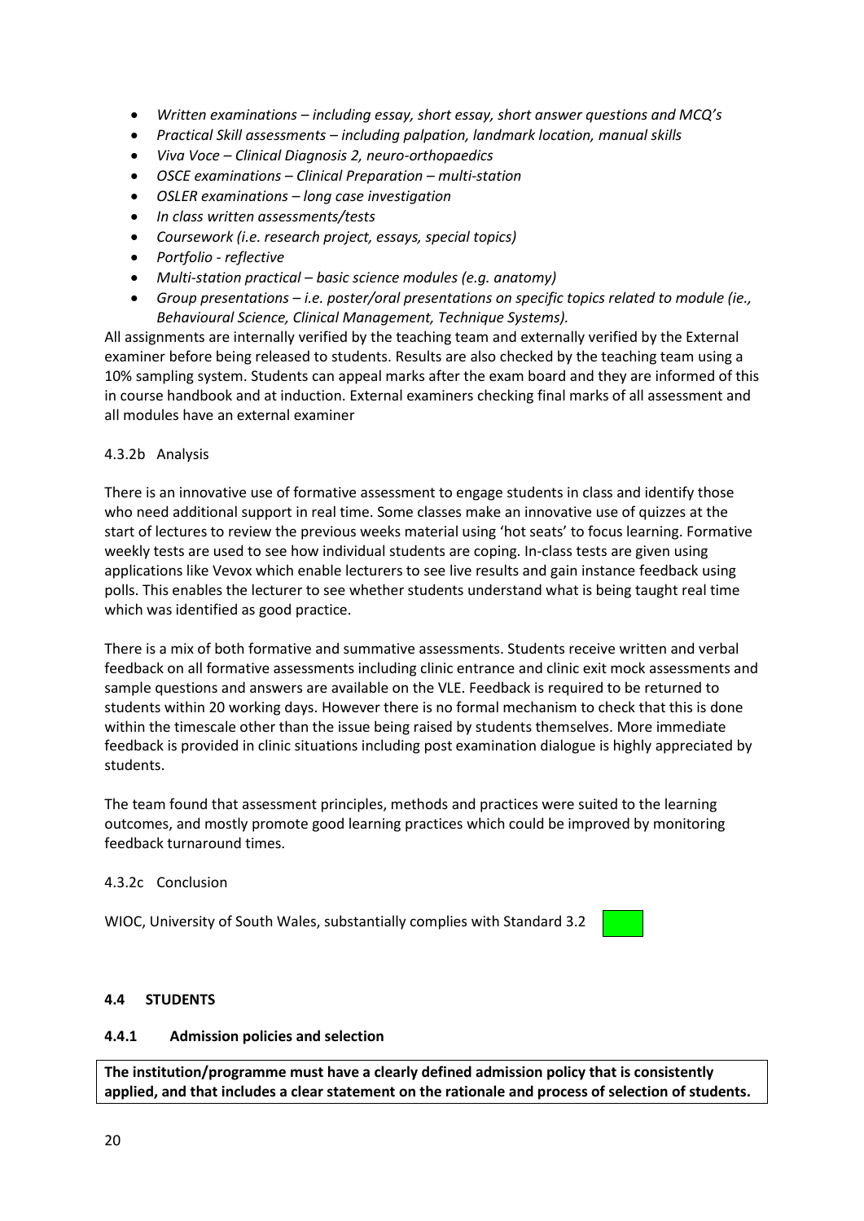- *Written examinations – including essay, short essay, short answer questions and MCQ's*
- *Practical Skill assessments – including palpation, landmark location, manual skills*
- *Viva Voce – Clinical Diagnosis 2, neuro-orthopaedics*
- *OSCE examinations – Clinical Preparation – multi-station*
- *OSLER examinations – long case investigation*
- *In class written assessments/tests*
- *Coursework (i.e. research project, essays, special topics)*
- *Portfolio - reflective*
- *Multi-station practical – basic science modules (e.g. anatomy)*
- *Group presentations – i.e. poster/oral presentations on specific topics related to module (ie., Behavioural Science, Clinical Management, Technique Systems).*

All assignments are internally verified by the teaching team and externally verified by the External examiner before being released to students. Results are also checked by the teaching team using a 10% sampling system. Students can appeal marks after the exam board and they are informed of this in course handbook and at induction. External examiners checking final marks of all assessment and all modules have an external examiner

4.3.2b Analysis

There is an innovative use of formative assessment to engage students in class and identify those who need additional support in real time. Some classes make an innovative use of quizzes at the start of lectures to review the previous weeks material using 'hot seats' to focus learning. Formative weekly tests are used to see how individual students are coping. In-class tests are given using applications like Vevox which enable lecturers to see live results and gain instance feedback using polls. This enables the lecturer to see whether students understand what is being taught real time which was identified as good practice.

There is a mix of both formative and summative assessments. Students receive written and verbal feedback on all formative assessments including clinic entrance and clinic exit mock assessments and sample questions and answers are available on the VLE. Feedback is required to be returned to students within 20 working days. However there is no formal mechanism to check that this is done within the timescale other than the issue being raised by students themselves. More immediate feedback is provided in clinic situations including post examination dialogue is highly appreciated by students.

The team found that assessment principles, methods and practices were suited to the learning outcomes, and mostly promote good learning practices which could be improved by monitoring feedback turnaround times.

4.3.2c Conclusion

WIOC, University of South Wales, substantially complies with Standard 3.2

### 4.4 STUDENTS

#### 4.4.1 Admission policies and selection

**The institution/programme must have a clearly defined admission policy that is consistently applied, and that includes a clear statement on the rationale and process of selection of students.**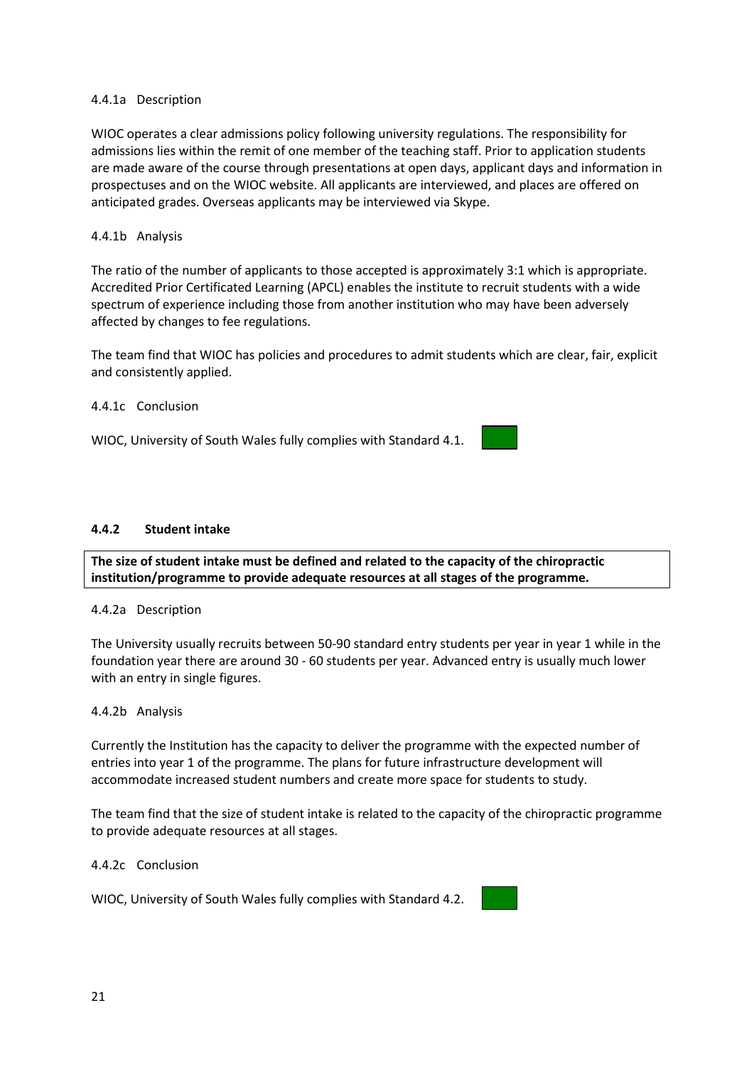4.4.1a Description

WIOC operates a clear admissions policy following university regulations. The responsibility for admissions lies within the remit of one member of the teaching staff. Prior to application students are made aware of the course through presentations at open days, applicant days and information in prospectuses and on the WIOC website. All applicants are interviewed, and places are offered on anticipated grades. Overseas applicants may be interviewed via Skype.

4.4.1b Analysis

The ratio of the number of applicants to those accepted is approximately 3:1 which is appropriate. Accredited Prior Certificated Learning (APCL) enables the institute to recruit students with a wide spectrum of experience including those from another institution who may have been adversely affected by changes to fee regulations.

The team find that WIOC has policies and procedures to admit students which are clear, fair, explicit and consistently applied.

4.4.1c Conclusion

WIOC, University of South Wales fully complies with Standard 4.1.

### 4.4.2 Student intake

**The size of student intake must be defined and related to the capacity of the chiropractic institution/programme to provide adequate resources at all stages of the programme.**

4.4.2a Description

The University usually recruits between 50-90 standard entry students per year in year 1 while in the foundation year there are around 30 - 60 students per year. Advanced entry is usually much lower with an entry in single figures.

4.4.2b Analysis

Currently the Institution has the capacity to deliver the programme with the expected number of entries into year 1 of the programme. The plans for future infrastructure development will accommodate increased student numbers and create more space for students to study.

The team find that the size of student intake is related to the capacity of the chiropractic programme to provide adequate resources at all stages.

4.4.2c Conclusion

WIOC, University of South Wales fully complies with Standard 4.2.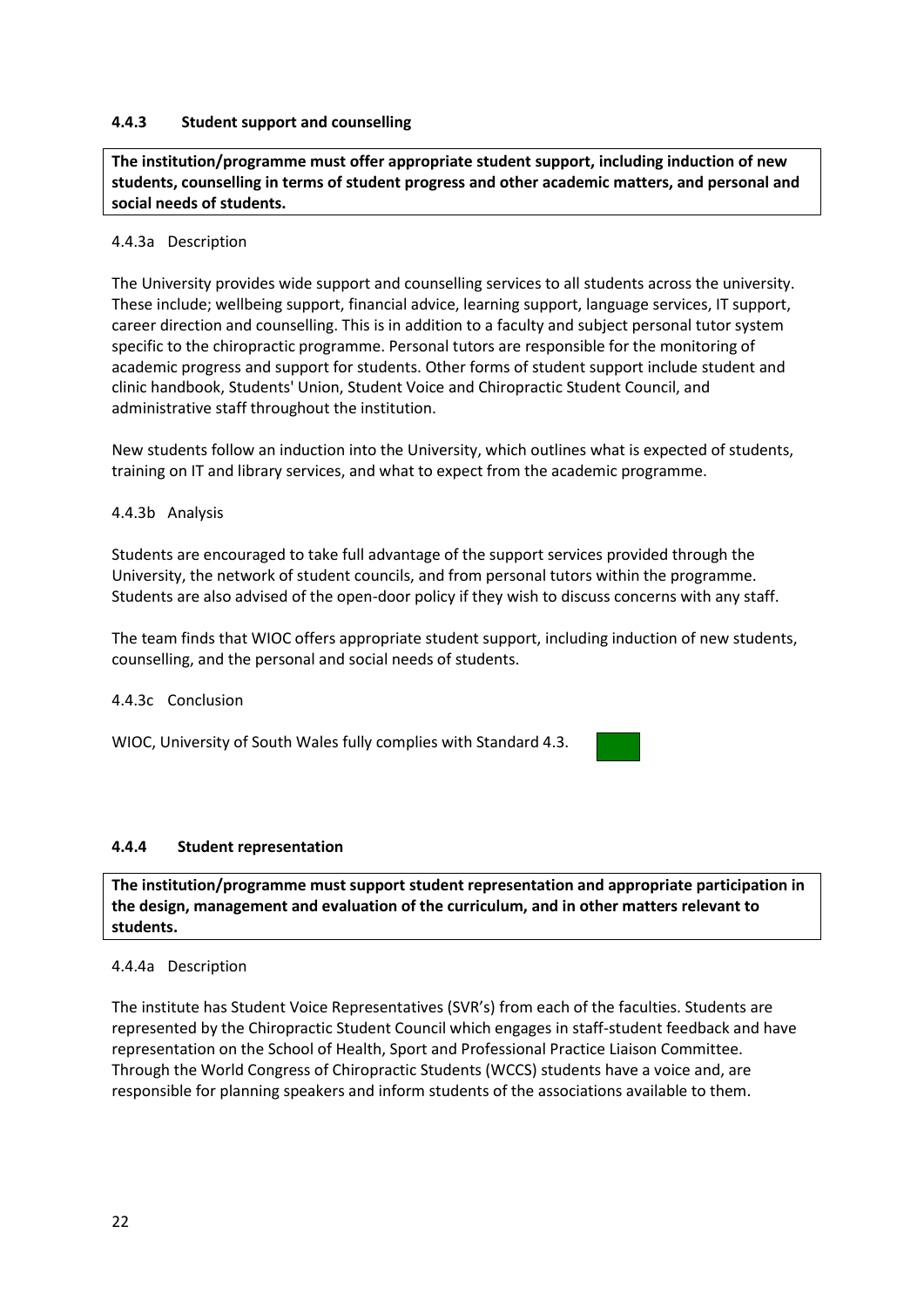### 4.4.3 Student support and counselling

**The institution/programme must offer appropriate student support, including induction of new students, counselling in terms of student progress and other academic matters, and personal and social needs of students.**

4.4.3a Description

The University provides wide support and counselling services to all students across the university. These include; wellbeing support, financial advice, learning support, language services, IT support, career direction and counselling. This is in addition to a faculty and subject personal tutor system specific to the chiropractic programme. Personal tutors are responsible for the monitoring of academic progress and support for students. Other forms of student support include student and clinic handbook, Students' Union, Student Voice and Chiropractic Student Council, and administrative staff throughout the institution.

New students follow an induction into the University, which outlines what is expected of students, training on IT and library services, and what to expect from the academic programme.

4.4.3b Analysis

Students are encouraged to take full advantage of the support services provided through the University, the network of student councils, and from personal tutors within the programme. Students are also advised of the open-door policy if they wish to discuss concerns with any staff.

The team finds that WIOC offers appropriate student support, including induction of new students, counselling, and the personal and social needs of students.

4.4.3c Conclusion

WIOC, University of South Wales fully complies with Standard 4.3.

### 4.4.4 Student representation

**The institution/programme must support student representation and appropriate participation in the design, management and evaluation of the curriculum, and in other matters relevant to students.**

4.4.4a Description

The institute has Student Voice Representatives (SVR's) from each of the faculties. Students are represented by the Chiropractic Student Council which engages in staff-student feedback and have representation on the School of Health, Sport and Professional Practice Liaison Committee. Through the World Congress of Chiropractic Students (WCCS) students have a voice and, are responsible for planning speakers and inform students of the associations available to them.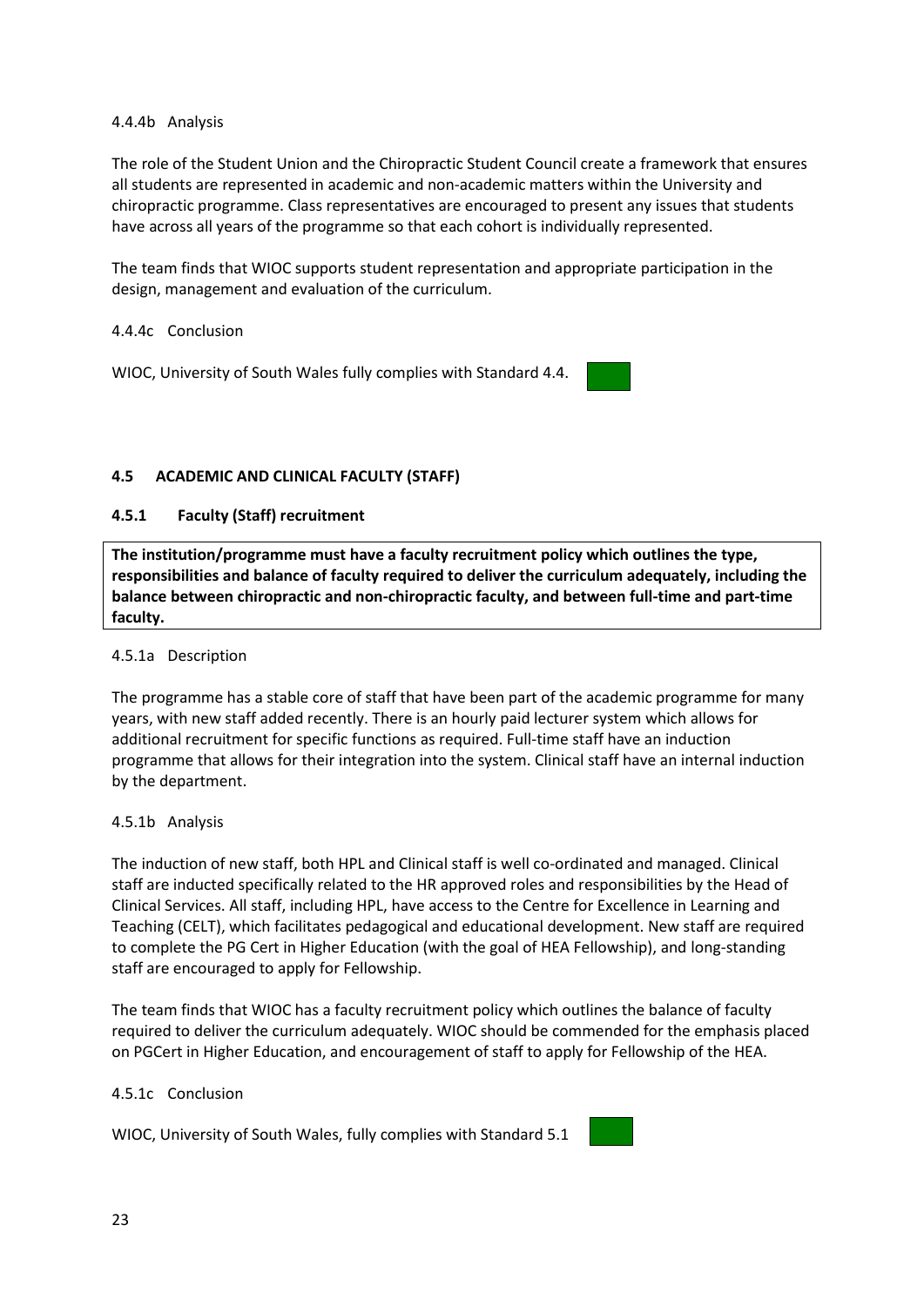4.4.4b Analysis

The role of the Student Union and the Chiropractic Student Council create a framework that ensures all students are represented in academic and non-academic matters within the University and chiropractic programme. Class representatives are encouraged to present any issues that students have across all years of the programme so that each cohort is individually represented.

The team finds that WIOC supports student representation and appropriate participation in the design, management and evaluation of the curriculum.

4.4.4c Conclusion

WIOC, University of South Wales fully complies with Standard 4.4.

### 4.5 ACADEMIC AND CLINICAL FACULTY (STAFF)

#### 4.5.1 Faculty (Staff) recruitment

**The institution/programme must have a faculty recruitment policy which outlines the type, responsibilities and balance of faculty required to deliver the curriculum adequately, including the balance between chiropractic and non-chiropractic faculty, and between full-time and part-time faculty.**

4.5.1a Description

The programme has a stable core of staff that have been part of the academic programme for many years, with new staff added recently. There is an hourly paid lecturer system which allows for additional recruitment for specific functions as required. Full-time staff have an induction programme that allows for their integration into the system. Clinical staff have an internal induction by the department.

4.5.1b Analysis

The induction of new staff, both HPL and Clinical staff is well co-ordinated and managed. Clinical staff are inducted specifically related to the HR approved roles and responsibilities by the Head of Clinical Services. All staff, including HPL, have access to the Centre for Excellence in Learning and Teaching (CELT), which facilitates pedagogical and educational development. New staff are required to complete the PG Cert in Higher Education (with the goal of HEA Fellowship), and long-standing staff are encouraged to apply for Fellowship.

The team finds that WIOC has a faculty recruitment policy which outlines the balance of faculty required to deliver the curriculum adequately. WIOC should be commended for the emphasis placed on PGCert in Higher Education, and encouragement of staff to apply for Fellowship of the HEA.

4.5.1c Conclusion

WIOC, University of South Wales, fully complies with Standard 5.1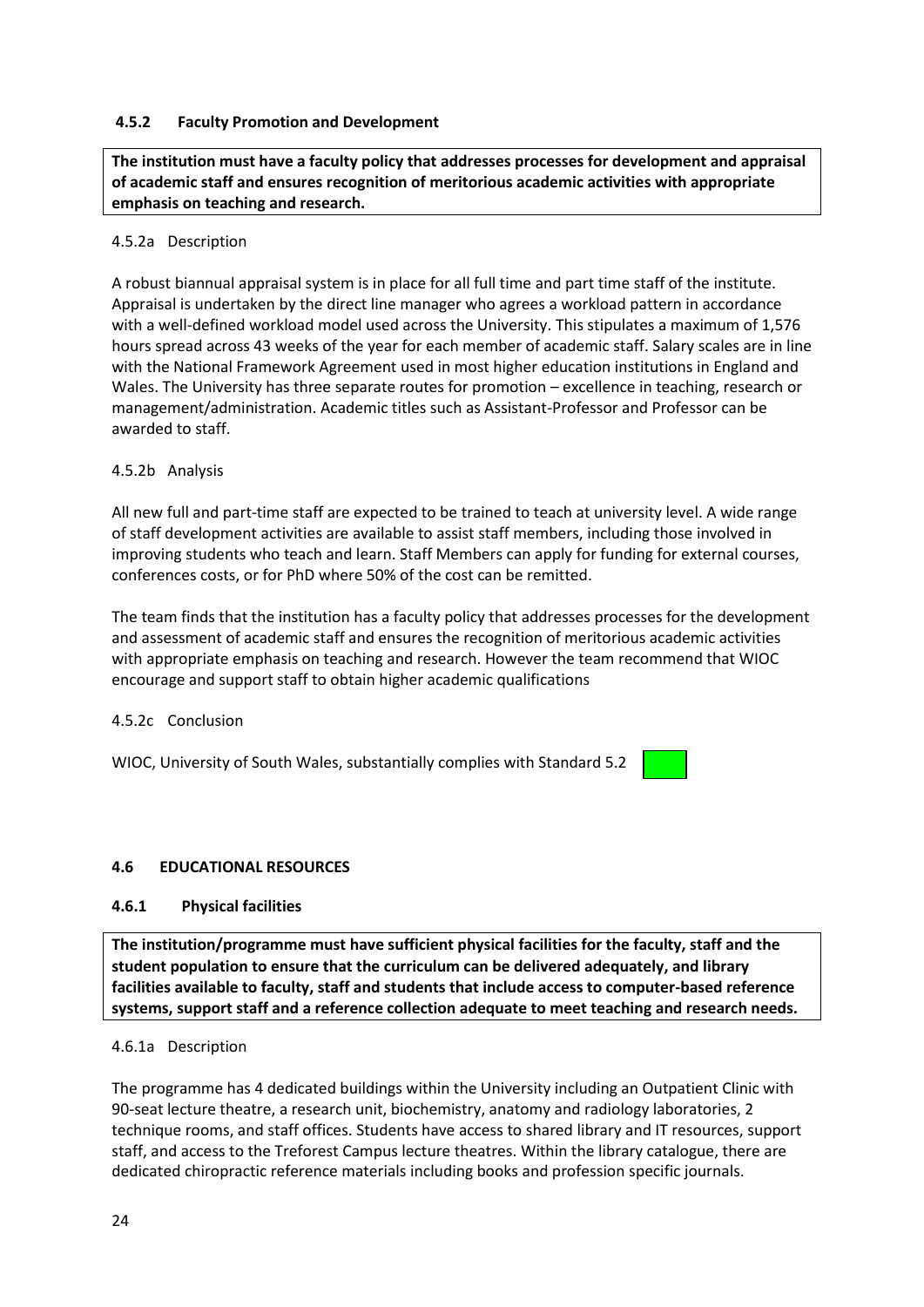### 4.5.2 Faculty Promotion and Development

**The institution must have a faculty policy that addresses processes for development and appraisal of academic staff and ensures recognition of meritorious academic activities with appropriate emphasis on teaching and research.**

4.5.2a Description

A robust biannual appraisal system is in place for all full time and part time staff of the institute. Appraisal is undertaken by the direct line manager who agrees a workload pattern in accordance with a well-defined workload model used across the University. This stipulates a maximum of 1,576 hours spread across 43 weeks of the year for each member of academic staff. Salary scales are in line with the National Framework Agreement used in most higher education institutions in England and Wales. The University has three separate routes for promotion – excellence in teaching, research or management/administration. Academic titles such as Assistant-Professor and Professor can be awarded to staff.

4.5.2b Analysis

All new full and part-time staff are expected to be trained to teach at university level. A wide range of staff development activities are available to assist staff members, including those involved in improving students who teach and learn. Staff Members can apply for funding for external courses, conferences costs, or for PhD where 50% of the cost can be remitted.

The team finds that the institution has a faculty policy that addresses processes for the development and assessment of academic staff and ensures the recognition of meritorious academic activities with appropriate emphasis on teaching and research. However the team recommend that WIOC encourage and support staff to obtain higher academic qualifications

4.5.2c Conclusion

WIOC, University of South Wales, substantially complies with Standard 5.2

## 4.6 EDUCATIONAL RESOURCES

### 4.6.1 Physical facilities

**The institution/programme must have sufficient physical facilities for the faculty, staff and the student population to ensure that the curriculum can be delivered adequately, and library facilities available to faculty, staff and students that include access to computer-based reference systems, support staff and a reference collection adequate to meet teaching and research needs.**

4.6.1a Description

The programme has 4 dedicated buildings within the University including an Outpatient Clinic with 90-seat lecture theatre, a research unit, biochemistry, anatomy and radiology laboratories, 2 technique rooms, and staff offices. Students have access to shared library and IT resources, support staff, and access to the Treforest Campus lecture theatres. Within the library catalogue, there are dedicated chiropractic reference materials including books and profession specific journals.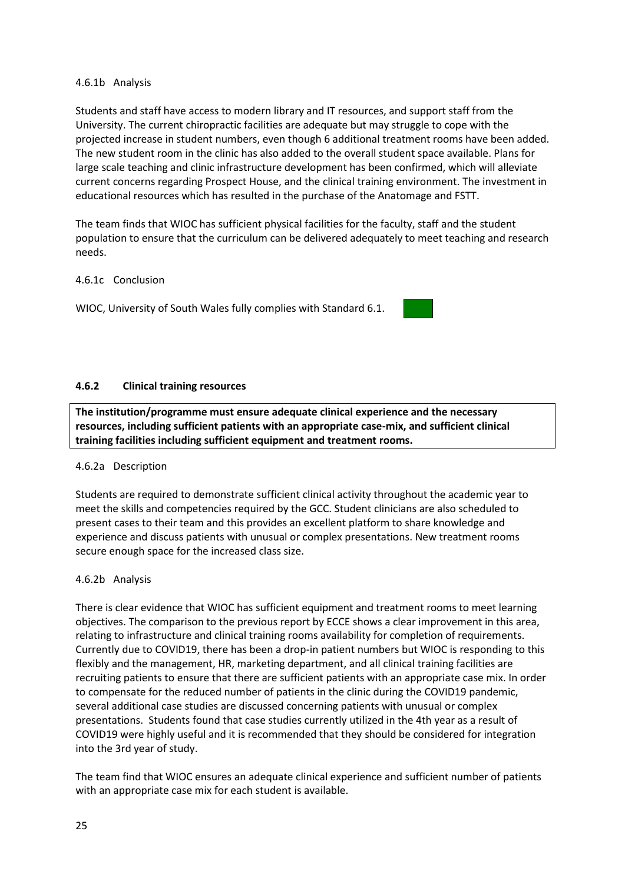4.6.1b Analysis

Students and staff have access to modern library and IT resources, and support staff from the University. The current chiropractic facilities are adequate but may struggle to cope with the projected increase in student numbers, even though 6 additional treatment rooms have been added. The new student room in the clinic has also added to the overall student space available. Plans for large scale teaching and clinic infrastructure development has been confirmed, which will alleviate current concerns regarding Prospect House, and the clinical training environment. The investment in educational resources which has resulted in the purchase of the Anatomage and FSTT.

The team finds that WIOC has sufficient physical facilities for the faculty, staff and the student population to ensure that the curriculum can be delivered adequately to meet teaching and research needs.

4.6.1c Conclusion

WIOC, University of South Wales fully complies with Standard 6.1.

### 4.6.2 Clinical training resources

**The institution/programme must ensure adequate clinical experience and the necessary resources, including sufficient patients with an appropriate case-mix, and sufficient clinical training facilities including sufficient equipment and treatment rooms.**

4.6.2a Description

Students are required to demonstrate sufficient clinical activity throughout the academic year to meet the skills and competencies required by the GCC. Student clinicians are also scheduled to present cases to their team and this provides an excellent platform to share knowledge and experience and discuss patients with unusual or complex presentations. New treatment rooms secure enough space for the increased class size.

4.6.2b Analysis

There is clear evidence that WIOC has sufficient equipment and treatment rooms to meet learning objectives. The comparison to the previous report by ECCE shows a clear improvement in this area, relating to infrastructure and clinical training rooms availability for completion of requirements. Currently due to COVID19, there has been a drop-in patient numbers but WIOC is responding to this flexibly and the management, HR, marketing department, and all clinical training facilities are recruiting patients to ensure that there are sufficient patients with an appropriate case mix. In order to compensate for the reduced number of patients in the clinic during the COVID19 pandemic, several additional case studies are discussed concerning patients with unusual or complex presentations. Students found that case studies currently utilized in the 4th year as a result of COVID19 were highly useful and it is recommended that they should be considered for integration into the 3rd year of study.

The team find that WIOC ensures an adequate clinical experience and sufficient number of patients with an appropriate case mix for each student is available.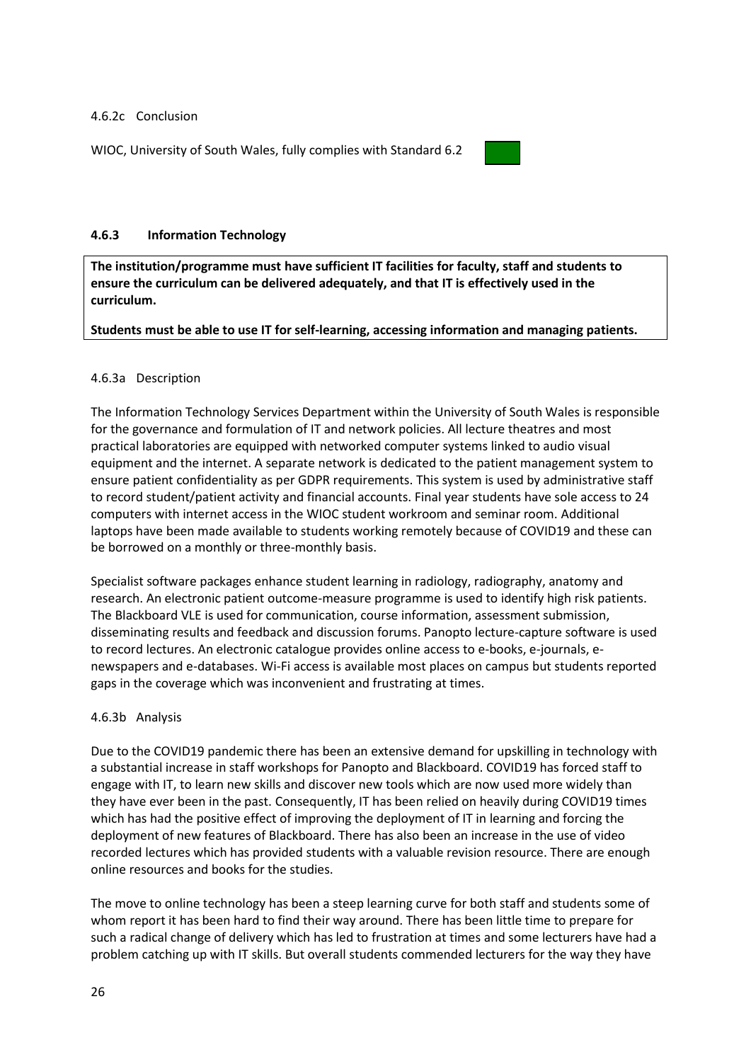4.6.2c Conclusion

WIOC, University of South Wales, fully complies with Standard 6.2

#### 4.6.3 Information Technology

**The institution/programme must have sufficient IT facilities for faculty, staff and students to ensure the curriculum can be delivered adequately, and that IT is effectively used in the curriculum.**

**Students must be able to use IT for self-learning, accessing information and managing patients.**

4.6.3a Description

The Information Technology Services Department within the University of South Wales is responsible for the governance and formulation of IT and network policies. All lecture theatres and most practical laboratories are equipped with networked computer systems linked to audio visual equipment and the internet. A separate network is dedicated to the patient management system to ensure patient confidentiality as per GDPR requirements. This system is used by administrative staff to record student/patient activity and financial accounts. Final year students have sole access to 24 computers with internet access in the WIOC student workroom and seminar room. Additional laptops have been made available to students working remotely because of COVID19 and these can be borrowed on a monthly or three-monthly basis.

Specialist software packages enhance student learning in radiology, radiography, anatomy and research. An electronic patient outcome-measure programme is used to identify high risk patients. The Blackboard VLE is used for communication, course information, assessment submission, disseminating results and feedback and discussion forums. Panopto lecture-capture software is used to record lectures. An electronic catalogue provides online access to e-books, e-journals, e-newspapers and e-databases. Wi-Fi access is available most places on campus but students reported gaps in the coverage which was inconvenient and frustrating at times.

4.6.3b Analysis

Due to the COVID19 pandemic there has been an extensive demand for upskilling in technology with a substantial increase in staff workshops for Panopto and Blackboard. COVID19 has forced staff to engage with IT, to learn new skills and discover new tools which are now used more widely than they have ever been in the past. Consequently, IT has been relied on heavily during COVID19 times which has had the positive effect of improving the deployment of IT in learning and forcing the deployment of new features of Blackboard. There has also been an increase in the use of video recorded lectures which has provided students with a valuable revision resource. There are enough online resources and books for the studies.

The move to online technology has been a steep learning curve for both staff and students some of whom report it has been hard to find their way around. There has been little time to prepare for such a radical change of delivery which has led to frustration at times and some lecturers have had a problem catching up with IT skills. But overall students commended lecturers for the way they have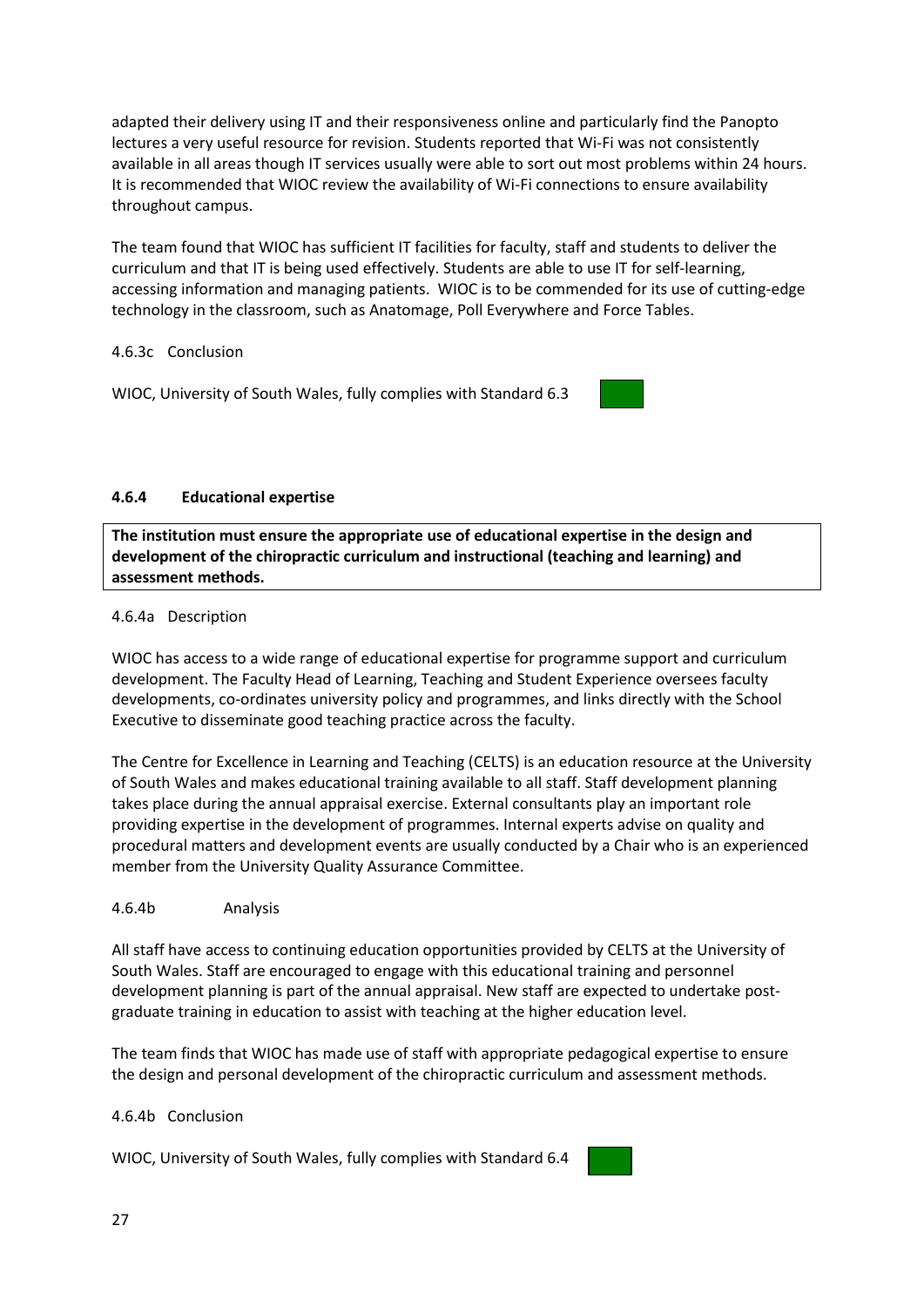adapted their delivery using IT and their responsiveness online and particularly find the Panopto lectures a very useful resource for revision. Students reported that Wi-Fi was not consistently available in all areas though IT services usually were able to sort out most problems within 24 hours. It is recommended that WIOC review the availability of Wi-Fi connections to ensure availability throughout campus.

The team found that WIOC has sufficient IT facilities for faculty, staff and students to deliver the curriculum and that IT is being used effectively. Students are able to use IT for self-learning, accessing information and managing patients. WIOC is to be commended for its use of cutting-edge technology in the classroom, such as Anatomage, Poll Everywhere and Force Tables.

4.6.3c Conclusion

WIOC, University of South Wales, fully complies with Standard 6.3

### 4.6.4 Educational expertise

**The institution must ensure the appropriate use of educational expertise in the design and development of the chiropractic curriculum and instructional (teaching and learning) and assessment methods.**

4.6.4a Description

WIOC has access to a wide range of educational expertise for programme support and curriculum development. The Faculty Head of Learning, Teaching and Student Experience oversees faculty developments, co-ordinates university policy and programmes, and links directly with the School Executive to disseminate good teaching practice across the faculty.

The Centre for Excellence in Learning and Teaching (CELTS) is an education resource at the University of South Wales and makes educational training available to all staff. Staff development planning takes place during the annual appraisal exercise. External consultants play an important role providing expertise in the development of programmes. Internal experts advise on quality and procedural matters and development events are usually conducted by a Chair who is an experienced member from the University Quality Assurance Committee.

4.6.4b Analysis

All staff have access to continuing education opportunities provided by CELTS at the University of South Wales. Staff are encouraged to engage with this educational training and personnel development planning is part of the annual appraisal. New staff are expected to undertake post-graduate training in education to assist with teaching at the higher education level.

The team finds that WIOC has made use of staff with appropriate pedagogical expertise to ensure the design and personal development of the chiropractic curriculum and assessment methods.

4.6.4b Conclusion

WIOC, University of South Wales, fully complies with Standard 6.4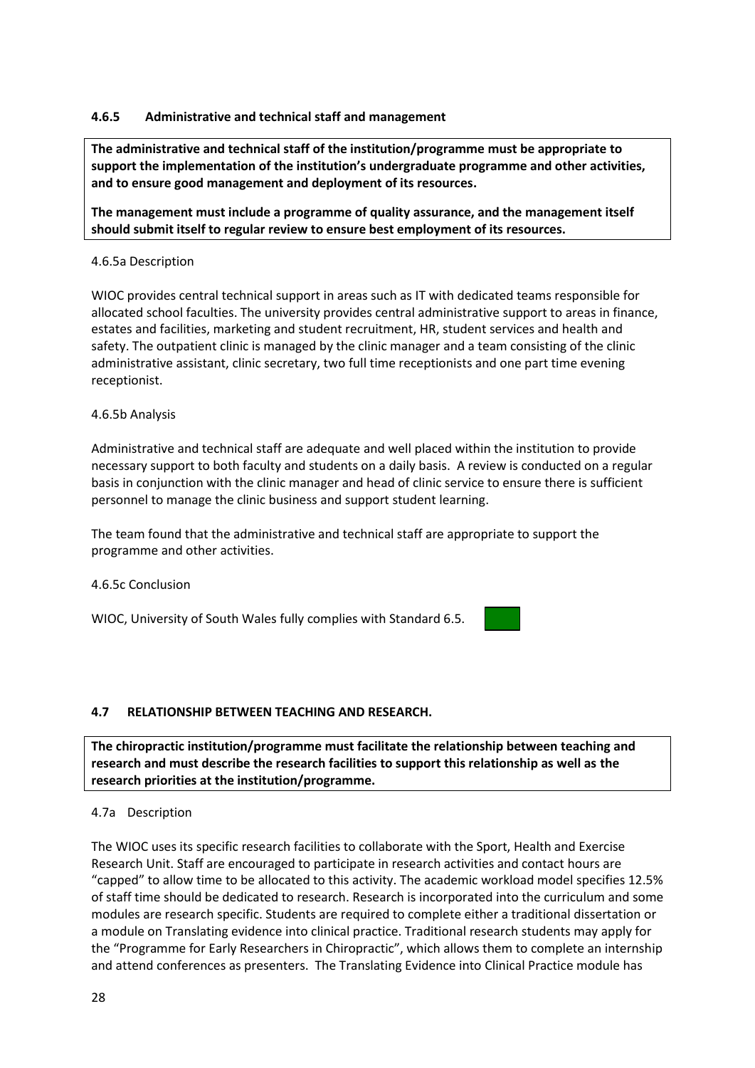### 4.6.5 Administrative and technical staff and management

**The administrative and technical staff of the institution/programme must be appropriate to support the implementation of the institution's undergraduate programme and other activities, and to ensure good management and deployment of its resources.**

**The management must include a programme of quality assurance, and the management itself should submit itself to regular review to ensure best employment of its resources.**

4.6.5a Description

WIOC provides central technical support in areas such as IT with dedicated teams responsible for allocated school faculties. The university provides central administrative support to areas in finance, estates and facilities, marketing and student recruitment, HR, student services and health and safety. The outpatient clinic is managed by the clinic manager and a team consisting of the clinic administrative assistant, clinic secretary, two full time receptionists and one part time evening receptionist.

4.6.5b Analysis

Administrative and technical staff are adequate and well placed within the institution to provide necessary support to both faculty and students on a daily basis. A review is conducted on a regular basis in conjunction with the clinic manager and head of clinic service to ensure there is sufficient personnel to manage the clinic business and support student learning.

The team found that the administrative and technical staff are appropriate to support the programme and other activities.

4.6.5c Conclusion

WIOC, University of South Wales fully complies with Standard 6.5.

### 4.7 RELATIONSHIP BETWEEN TEACHING AND RESEARCH.

**The chiropractic institution/programme must facilitate the relationship between teaching and research and must describe the research facilities to support this relationship as well as the research priorities at the institution/programme.**

4.7a Description

The WIOC uses its specific research facilities to collaborate with the Sport, Health and Exercise Research Unit. Staff are encouraged to participate in research activities and contact hours are "capped" to allow time to be allocated to this activity. The academic workload model specifies 12.5% of staff time should be dedicated to research. Research is incorporated into the curriculum and some modules are research specific. Students are required to complete either a traditional dissertation or a module on Translating evidence into clinical practice. Traditional research students may apply for the "Programme for Early Researchers in Chiropractic", which allows them to complete an internship and attend conferences as presenters. The Translating Evidence into Clinical Practice module has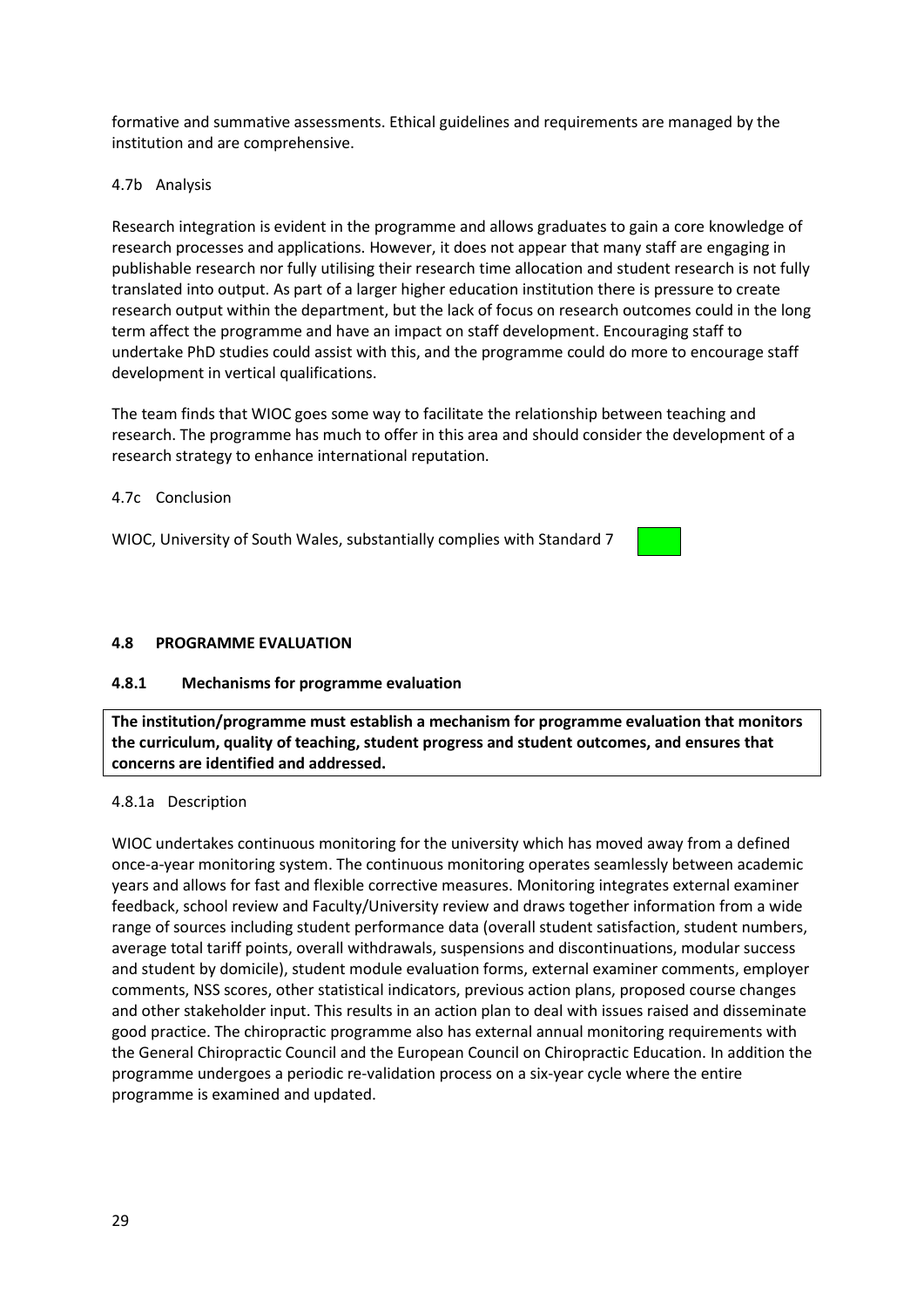formative and summative assessments. Ethical guidelines and requirements are managed by the institution and are comprehensive.

4.7b Analysis

Research integration is evident in the programme and allows graduates to gain a core knowledge of research processes and applications. However, it does not appear that many staff are engaging in publishable research nor fully utilising their research time allocation and student research is not fully translated into output. As part of a larger higher education institution there is pressure to create research output within the department, but the lack of focus on research outcomes could in the long term affect the programme and have an impact on staff development. Encouraging staff to undertake PhD studies could assist with this, and the programme could do more to encourage staff development in vertical qualifications.

The team finds that WIOC goes some way to facilitate the relationship between teaching and research. The programme has much to offer in this area and should consider the development of a research strategy to enhance international reputation.

4.7c Conclusion

WIOC, University of South Wales, substantially complies with Standard 7

## 4.8 PROGRAMME EVALUATION

### 4.8.1 Mechanisms for programme evaluation

**The institution/programme must establish a mechanism for programme evaluation that monitors the curriculum, quality of teaching, student progress and student outcomes, and ensures that concerns are identified and addressed.**

4.8.1a Description

WIOC undertakes continuous monitoring for the university which has moved away from a defined once-a-year monitoring system. The continuous monitoring operates seamlessly between academic years and allows for fast and flexible corrective measures. Monitoring integrates external examiner feedback, school review and Faculty/University review and draws together information from a wide range of sources including student performance data (overall student satisfaction, student numbers, average total tariff points, overall withdrawals, suspensions and discontinuations, modular success and student by domicile), student module evaluation forms, external examiner comments, employer comments, NSS scores, other statistical indicators, previous action plans, proposed course changes and other stakeholder input. This results in an action plan to deal with issues raised and disseminate good practice. The chiropractic programme also has external annual monitoring requirements with the General Chiropractic Council and the European Council on Chiropractic Education. In addition the programme undergoes a periodic re-validation process on a six-year cycle where the entire programme is examined and updated.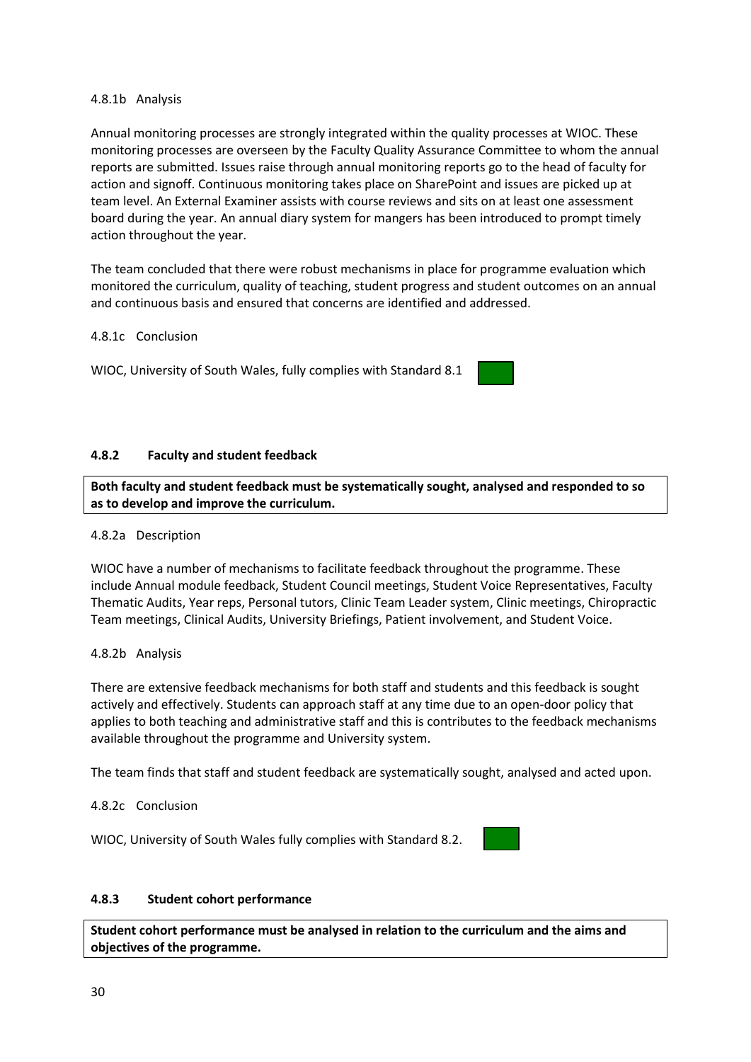4.8.1b Analysis

Annual monitoring processes are strongly integrated within the quality processes at WIOC. These monitoring processes are overseen by the Faculty Quality Assurance Committee to whom the annual reports are submitted. Issues raise through annual monitoring reports go to the head of faculty for action and signoff. Continuous monitoring takes place on SharePoint and issues are picked up at team level. An External Examiner assists with course reviews and sits on at least one assessment board during the year. An annual diary system for mangers has been introduced to prompt timely action throughout the year.

The team concluded that there were robust mechanisms in place for programme evaluation which monitored the curriculum, quality of teaching, student progress and student outcomes on an annual and continuous basis and ensured that concerns are identified and addressed.

4.8.1c Conclusion

WIOC, University of South Wales, fully complies with Standard 8.1

#### 4.8.2 Faculty and student feedback

**Both faculty and student feedback must be systematically sought, analysed and responded to so as to develop and improve the curriculum.**

4.8.2a Description

WIOC have a number of mechanisms to facilitate feedback throughout the programme. These include Annual module feedback, Student Council meetings, Student Voice Representatives, Faculty Thematic Audits, Year reps, Personal tutors, Clinic Team Leader system, Clinic meetings, Chiropractic Team meetings, Clinical Audits, University Briefings, Patient involvement, and Student Voice.

4.8.2b Analysis

There are extensive feedback mechanisms for both staff and students and this feedback is sought actively and effectively. Students can approach staff at any time due to an open-door policy that applies to both teaching and administrative staff and this is contributes to the feedback mechanisms available throughout the programme and University system.

The team finds that staff and student feedback are systematically sought, analysed and acted upon.

4.8.2c Conclusion

WIOC, University of South Wales fully complies with Standard 8.2.

#### 4.8.3 Student cohort performance

**Student cohort performance must be analysed in relation to the curriculum and the aims and objectives of the programme.**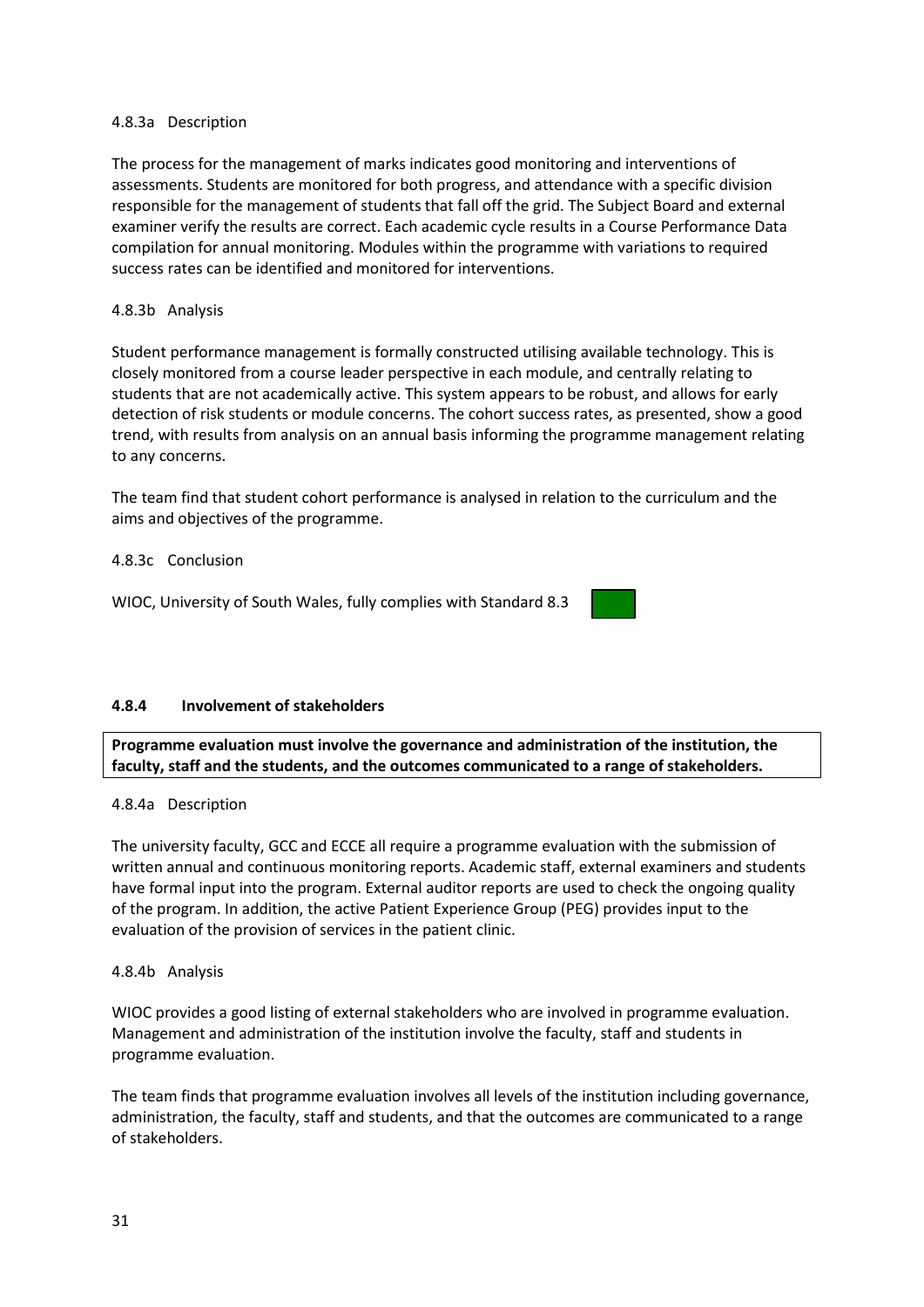4.8.3a Description

The process for the management of marks indicates good monitoring and interventions of assessments. Students are monitored for both progress, and attendance with a specific division responsible for the management of students that fall off the grid. The Subject Board and external examiner verify the results are correct. Each academic cycle results in a Course Performance Data compilation for annual monitoring. Modules within the programme with variations to required success rates can be identified and monitored for interventions.

4.8.3b Analysis

Student performance management is formally constructed utilising available technology. This is closely monitored from a course leader perspective in each module, and centrally relating to students that are not academically active. This system appears to be robust, and allows for early detection of risk students or module concerns. The cohort success rates, as presented, show a good trend, with results from analysis on an annual basis informing the programme management relating to any concerns.

The team find that student cohort performance is analysed in relation to the curriculum and the aims and objectives of the programme.

4.8.3c Conclusion

WIOC, University of South Wales, fully complies with Standard 8.3

### 4.8.4 Involvement of stakeholders

**Programme evaluation must involve the governance and administration of the institution, the faculty, staff and the students, and the outcomes communicated to a range of stakeholders.**

4.8.4a Description

The university faculty, GCC and ECCE all require a programme evaluation with the submission of written annual and continuous monitoring reports. Academic staff, external examiners and students have formal input into the program. External auditor reports are used to check the ongoing quality of the program. In addition, the active Patient Experience Group (PEG) provides input to the evaluation of the provision of services in the patient clinic.

4.8.4b Analysis

WIOC provides a good listing of external stakeholders who are involved in programme evaluation. Management and administration of the institution involve the faculty, staff and students in programme evaluation.

The team finds that programme evaluation involves all levels of the institution including governance, administration, the faculty, staff and students, and that the outcomes are communicated to a range of stakeholders.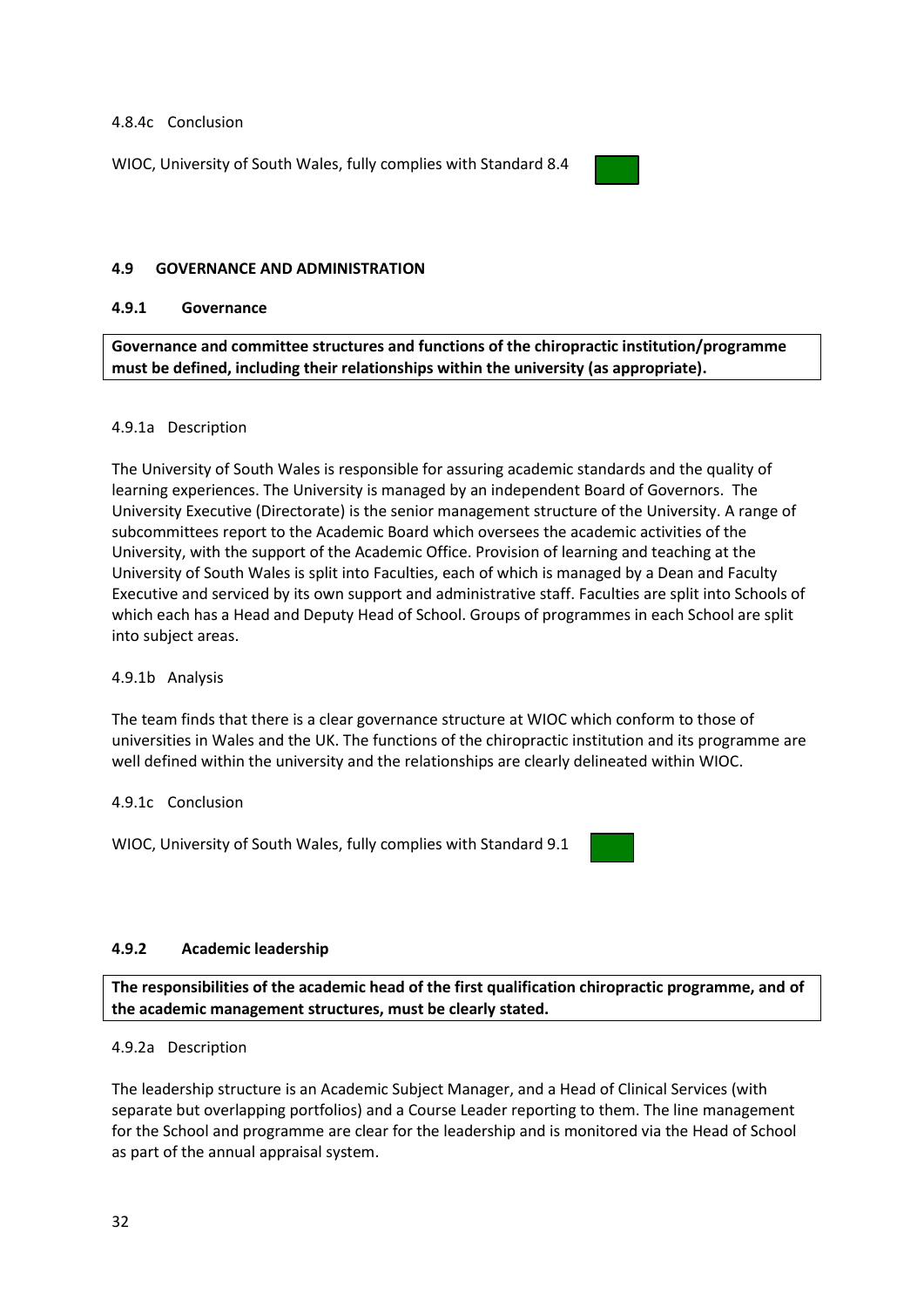4.8.4c Conclusion

WIOC, University of South Wales, fully complies with Standard 8.4

### 4.9 GOVERNANCE AND ADMINISTRATION

#### 4.9.1 Governance

**Governance and committee structures and functions of the chiropractic institution/programme must be defined, including their relationships within the university (as appropriate).**

4.9.1a Description

The University of South Wales is responsible for assuring academic standards and the quality of learning experiences. The University is managed by an independent Board of Governors. The University Executive (Directorate) is the senior management structure of the University. A range of subcommittees report to the Academic Board which oversees the academic activities of the University, with the support of the Academic Office. Provision of learning and teaching at the University of South Wales is split into Faculties, each of which is managed by a Dean and Faculty Executive and serviced by its own support and administrative staff. Faculties are split into Schools of which each has a Head and Deputy Head of School. Groups of programmes in each School are split into subject areas.

4.9.1b Analysis

The team finds that there is a clear governance structure at WIOC which conform to those of universities in Wales and the UK. The functions of the chiropractic institution and its programme are well defined within the university and the relationships are clearly delineated within WIOC.

4.9.1c Conclusion

WIOC, University of South Wales, fully complies with Standard 9.1

#### 4.9.2 Academic leadership

**The responsibilities of the academic head of the first qualification chiropractic programme, and of the academic management structures, must be clearly stated.**

4.9.2a Description

The leadership structure is an Academic Subject Manager, and a Head of Clinical Services (with separate but overlapping portfolios) and a Course Leader reporting to them. The line management for the School and programme are clear for the leadership and is monitored via the Head of School as part of the annual appraisal system.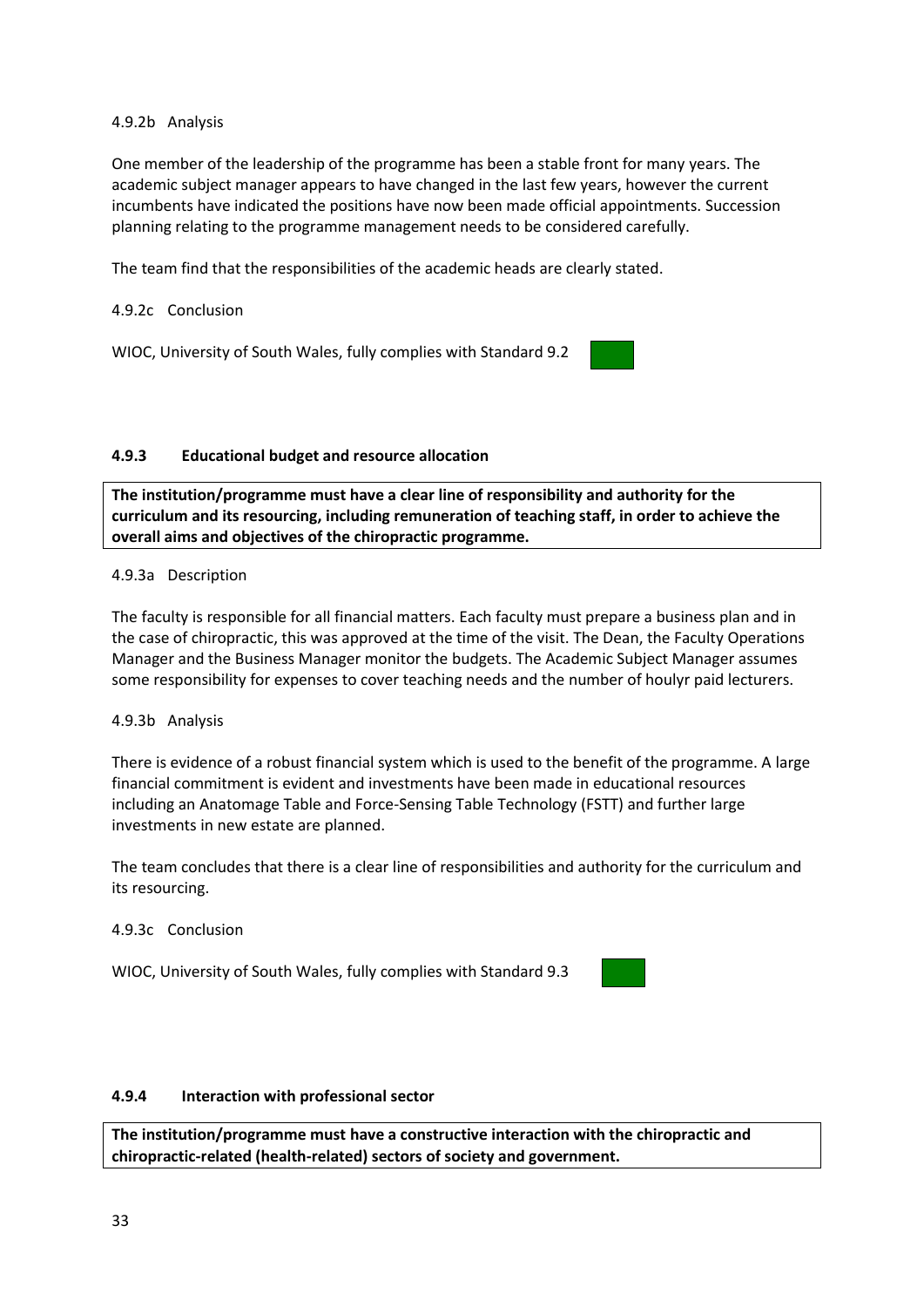4.9.2b Analysis

One member of the leadership of the programme has been a stable front for many years. The academic subject manager appears to have changed in the last few years, however the current incumbents have indicated the positions have now been made official appointments. Succession planning relating to the programme management needs to be considered carefully.

The team find that the responsibilities of the academic heads are clearly stated.

4.9.2c Conclusion

WIOC, University of South Wales, fully complies with Standard 9.2

### 4.9.3 Educational budget and resource allocation

**The institution/programme must have a clear line of responsibility and authority for the curriculum and its resourcing, including remuneration of teaching staff, in order to achieve the overall aims and objectives of the chiropractic programme.**

4.9.3a Description

The faculty is responsible for all financial matters. Each faculty must prepare a business plan and in the case of chiropractic, this was approved at the time of the visit. The Dean, the Faculty Operations Manager and the Business Manager monitor the budgets. The Academic Subject Manager assumes some responsibility for expenses to cover teaching needs and the number of houlyr paid lecturers.

4.9.3b Analysis

There is evidence of a robust financial system which is used to the benefit of the programme. A large financial commitment is evident and investments have been made in educational resources including an Anatomage Table and Force-Sensing Table Technology (FSTT) and further large investments in new estate are planned.

The team concludes that there is a clear line of responsibilities and authority for the curriculum and its resourcing.

4.9.3c Conclusion

WIOC, University of South Wales, fully complies with Standard 9.3

### 4.9.4 Interaction with professional sector

**The institution/programme must have a constructive interaction with the chiropractic and chiropractic-related (health-related) sectors of society and government.**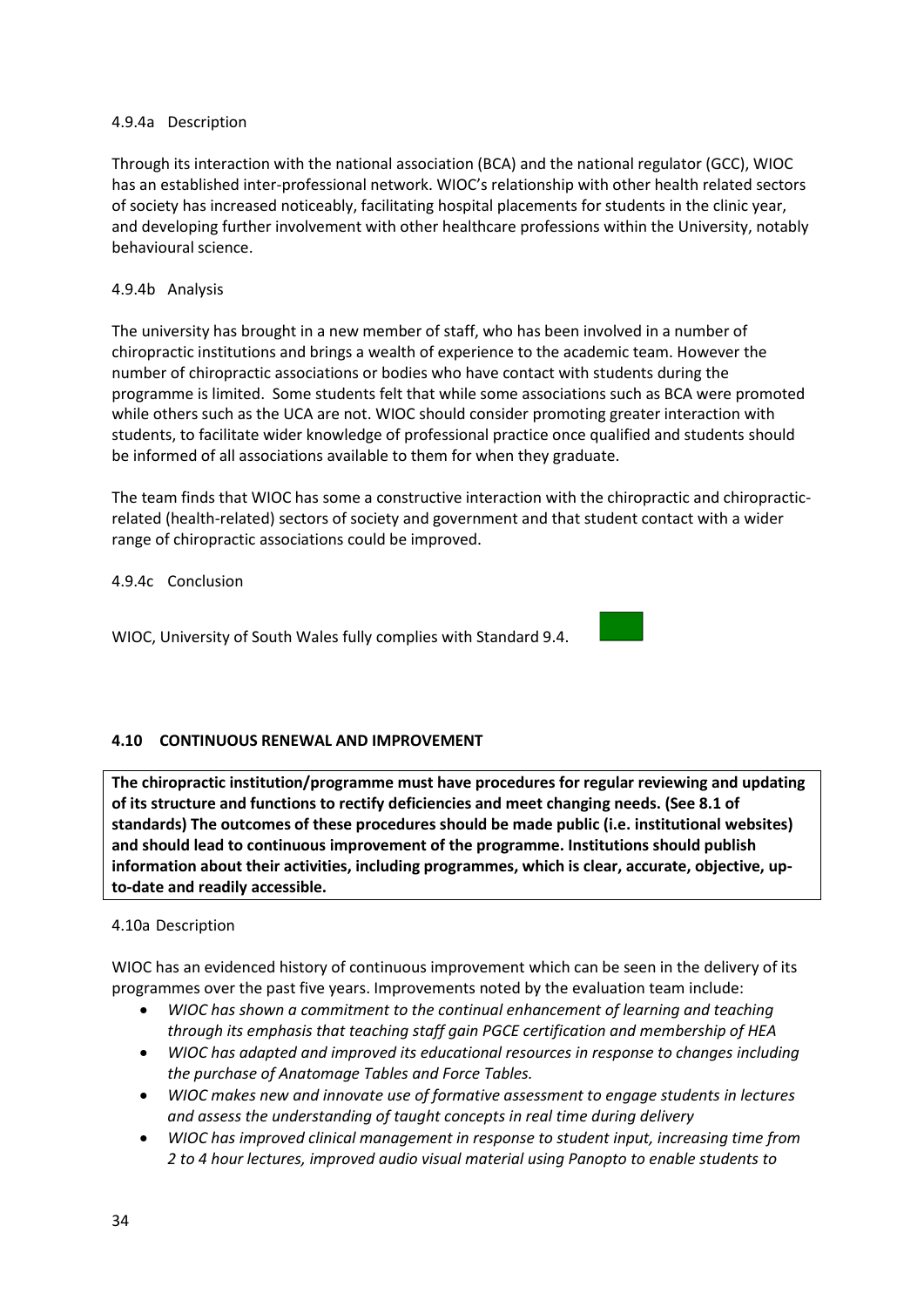4.9.4a Description

Through its interaction with the national association (BCA) and the national regulator (GCC), WIOC has an established inter-professional network. WIOC's relationship with other health related sectors of society has increased noticeably, facilitating hospital placements for students in the clinic year, and developing further involvement with other healthcare professions within the University, notably behavioural science.

4.9.4b Analysis

The university has brought in a new member of staff, who has been involved in a number of chiropractic institutions and brings a wealth of experience to the academic team. However the number of chiropractic associations or bodies who have contact with students during the programme is limited. Some students felt that while some associations such as BCA were promoted while others such as the UCA are not. WIOC should consider promoting greater interaction with students, to facilitate wider knowledge of professional practice once qualified and students should be informed of all associations available to them for when they graduate.

The team finds that WIOC has some a constructive interaction with the chiropractic and chiropractic-related (health-related) sectors of society and government and that student contact with a wider range of chiropractic associations could be improved.

4.9.4c Conclusion

WIOC, University of South Wales fully complies with Standard 9.4.

### 4.10 CONTINUOUS RENEWAL AND IMPROVEMENT

**The chiropractic institution/programme must have procedures for regular reviewing and updating of its structure and functions to rectify deficiencies and meet changing needs. (See 8.1 of standards) The outcomes of these procedures should be made public (i.e. institutional websites) and should lead to continuous improvement of the programme. Institutions should publish information about their activities, including programmes, which is clear, accurate, objective, up-to-date and readily accessible.**

4.10a Description

WIOC has an evidenced history of continuous improvement which can be seen in the delivery of its programmes over the past five years. Improvements noted by the evaluation team include:

- *WIOC has shown a commitment to the continual enhancement of learning and teaching through its emphasis that teaching staff gain PGCE certification and membership of HEA*
- *WIOC has adapted and improved its educational resources in response to changes including the purchase of Anatomage Tables and Force Tables.*
- *WIOC makes new and innovate use of formative assessment to engage students in lectures and assess the understanding of taught concepts in real time during delivery*
- *WIOC has improved clinical management in response to student input, increasing time from 2 to 4 hour lectures, improved audio visual material using Panopto to enable students to*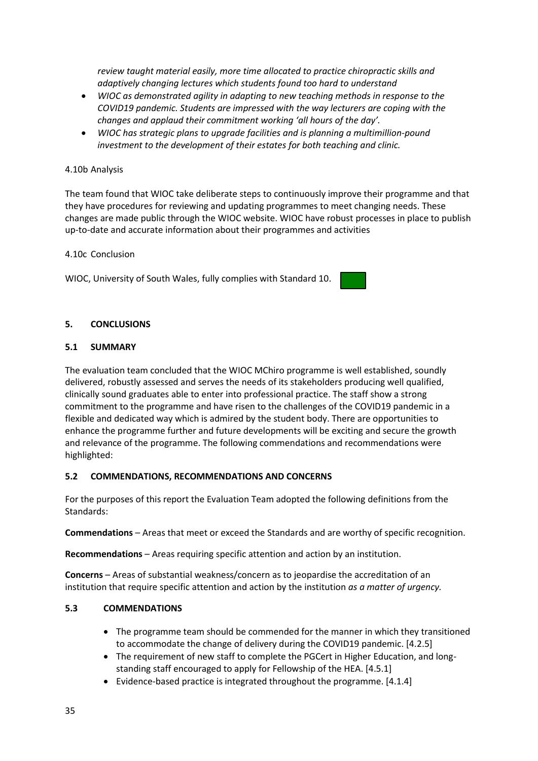*review taught material easily, more time allocated to practice chiropractic skills and adaptively changing lectures which students found too hard to understand*

- *WIOC as demonstrated agility in adapting to new teaching methods in response to the COVID19 pandemic. Students are impressed with the way lecturers are coping with the changes and applaud their commitment working 'all hours of the day'.*
- *WIOC has strategic plans to upgrade facilities and is planning a multimillion-pound investment to the development of their estates for both teaching and clinic.*

4.10b Analysis

The team found that WIOC take deliberate steps to continuously improve their programme and that they have procedures for reviewing and updating programmes to meet changing needs. These changes are made public through the WIOC website. WIOC have robust processes in place to publish up-to-date and accurate information about their programmes and activities

4.10c Conclusion

WIOC, University of South Wales, fully complies with Standard 10.

## 5. CONCLUSIONS

### 5.1 SUMMARY

The evaluation team concluded that the WIOC MChiro programme is well established, soundly delivered, robustly assessed and serves the needs of its stakeholders producing well qualified, clinically sound graduates able to enter into professional practice. The staff show a strong commitment to the programme and have risen to the challenges of the COVID19 pandemic in a flexible and dedicated way which is admired by the student body. There are opportunities to enhance the programme further and future developments will be exciting and secure the growth and relevance of the programme. The following commendations and recommendations were highlighted:

### 5.2 COMMENDATIONS, RECOMMENDATIONS AND CONCERNS

For the purposes of this report the Evaluation Team adopted the following definitions from the Standards:

**Commendations** – Areas that meet or exceed the Standards and are worthy of specific recognition.

**Recommendations** – Areas requiring specific attention and action by an institution.

**Concerns** – Areas of substantial weakness/concern as to jeopardise the accreditation of an institution that require specific attention and action by the institution *as a matter of urgency.*

### 5.3 COMMENDATIONS

- The programme team should be commended for the manner in which they transitioned to accommodate the change of delivery during the COVID19 pandemic. [4.2.5]
- The requirement of new staff to complete the PGCert in Higher Education, and long-standing staff encouraged to apply for Fellowship of the HEA. [4.5.1]
- Evidence-based practice is integrated throughout the programme. [4.1.4]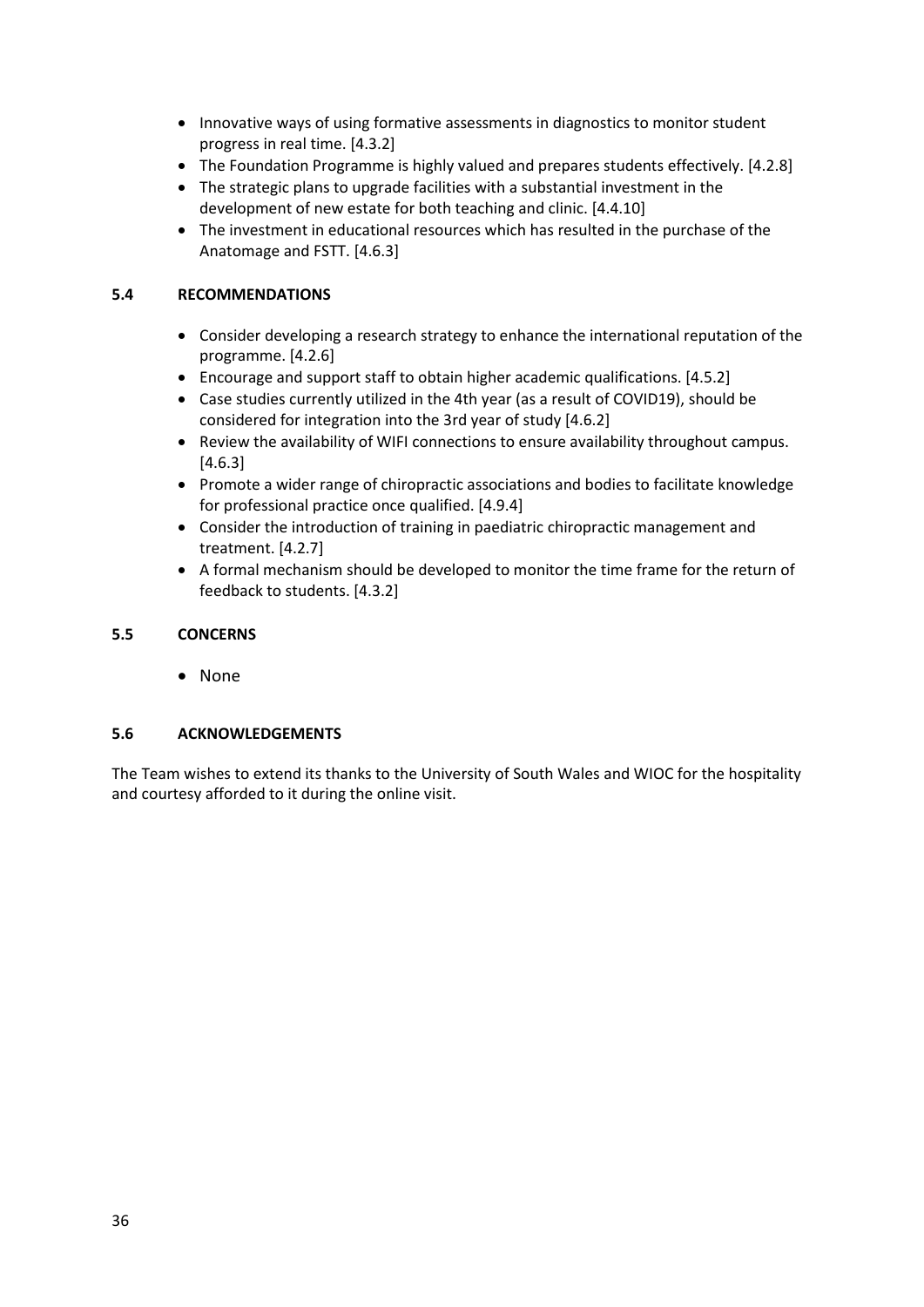- Innovative ways of using formative assessments in diagnostics to monitor student progress in real time. [4.3.2]
- The Foundation Programme is highly valued and prepares students effectively. [4.2.8]
- The strategic plans to upgrade facilities with a substantial investment in the development of new estate for both teaching and clinic. [4.4.10]
- The investment in educational resources which has resulted in the purchase of the Anatomage and FSTT. [4.6.3]

### 5.4 RECOMMENDATIONS

- Consider developing a research strategy to enhance the international reputation of the programme. [4.2.6]
- Encourage and support staff to obtain higher academic qualifications. [4.5.2]
- Case studies currently utilized in the 4th year (as a result of COVID19), should be considered for integration into the 3rd year of study [4.6.2]
- Review the availability of WIFI connections to ensure availability throughout campus. [4.6.3]
- Promote a wider range of chiropractic associations and bodies to facilitate knowledge for professional practice once qualified. [4.9.4]
- Consider the introduction of training in paediatric chiropractic management and treatment. [4.2.7]
- A formal mechanism should be developed to monitor the time frame for the return of feedback to students. [4.3.2]

### 5.5 CONCERNS

- None

### 5.6 ACKNOWLEDGEMENTS

The Team wishes to extend its thanks to the University of South Wales and WIOC for the hospitality and courtesy afforded to it during the online visit.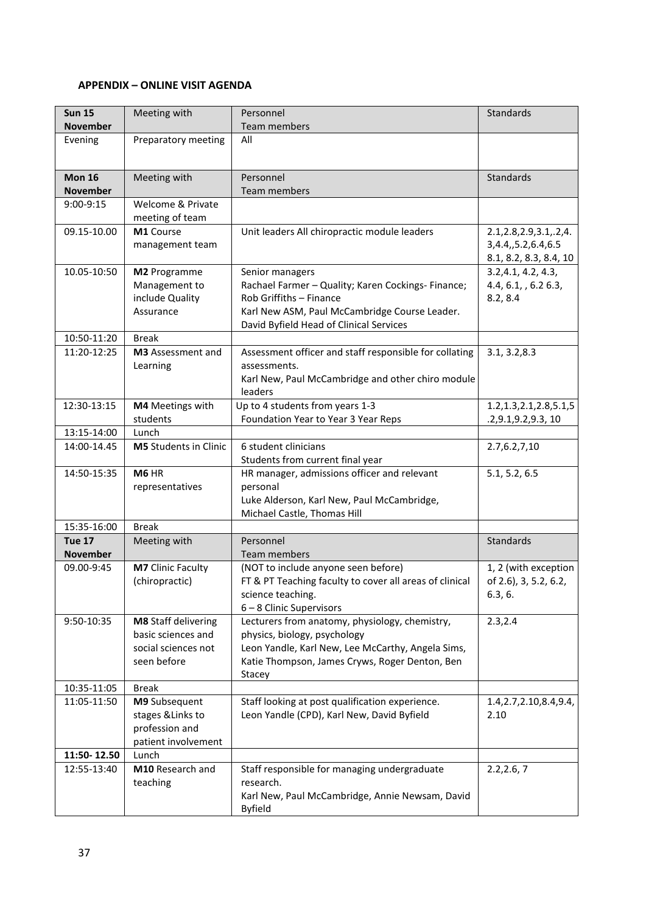**APPENDIX – ONLINE VISIT AGENDA**

| Sun 15 November | Meeting with | Personnel Team members | Standards |
|---|---|---|---|
| Evening | Preparatory meeting | All | |
| **Mon 16 November** | Meeting with | Personnel Team members | Standards |
| 9:00-9:15 | Welcome & Private meeting of team | | |
| 09.15-10.00 | **M1** Course management team | Unit leaders All chiropractic module leaders | 2.1,2.8,2.9,3.1,.2,4.3,4.4,,5.2,6.4,6.5 8.1, 8.2, 8.3, 8.4, 10 |
| 10.05-10:50 | **M2** Programme Management to include Quality Assurance | Senior managers Rachael Farmer – Quality; Karen Cockings- Finance; Rob Griffiths – Finance Karl New ASM, Paul McCambridge Course Leader. David Byfield Head of Clinical Services | 3.2,4.1, 4.2, 4.3, 4.4, 6.1, , 6.2 6.3, 8.2, 8.4 |
| 10:50-11:20 | Break | | |
| 11:20-12:25 | **M3** Assessment and Learning | Assessment officer and staff responsible for collating assessments. Karl New, Paul McCambridge and other chiro module leaders | 3.1, 3.2,8.3 |
| 12:30-13:15 | **M4** Meetings with students | Up to 4 students from years 1-3 Foundation Year to Year 3 Year Reps | 1.2,1.3,2.1,2.8,5.1,5.2,9.1,9.2,9.3, 10 |
| 13:15-14:00 | Lunch | | |
| 14:00-14.45 | **M5** Students in Clinic | 6 student clinicians Students from current final year | 2.7,6.2,7,10 |
| 14:50-15:35 | **M6** HR representatives | HR manager, admissions officer and relevant personal Luke Alderson, Karl New, Paul McCambridge, Michael Castle, Thomas Hill | 5.1, 5.2, 6.5 |
| 15:35-16:00 | Break | | |
| **Tue 17 November** | Meeting with | Personnel Team members | Standards |
| 09.00-9:45 | **M7** Clinic Faculty (chiropractic) | (NOT to include anyone seen before) FT & PT Teaching faculty to cover all areas of clinical science teaching. 6 – 8 Clinic Supervisors | 1, 2 (with exception of 2.6), 3, 5.2, 6.2, 6.3, 6. |
| 9:50-10:35 | **M8** Staff delivering basic sciences and social sciences not seen before | Lecturers from anatomy, physiology, chemistry, physics, biology, psychology Leon Yandle, Karl New, Lee McCarthy, Angela Sims, Katie Thompson, James Cryws, Roger Denton, Ben Stacey | 2.3,2.4 |
| 10:35-11:05 | Break | | |
| 11:05-11:50 | **M9** Subsequent stages &Links to profession and patient involvement | Staff looking at post qualification experience. Leon Yandle (CPD), Karl New, David Byfield | 1.4,2.7,2.10,8.4,9.4, 2.10 |
| **11:50- 12.50** | Lunch | | |
| 12:55-13:40 | **M10** Research and teaching | Staff responsible for managing undergraduate research. Karl New, Paul McCambridge, Annie Newsam, David Byfield | 2.2,2.6, 7 |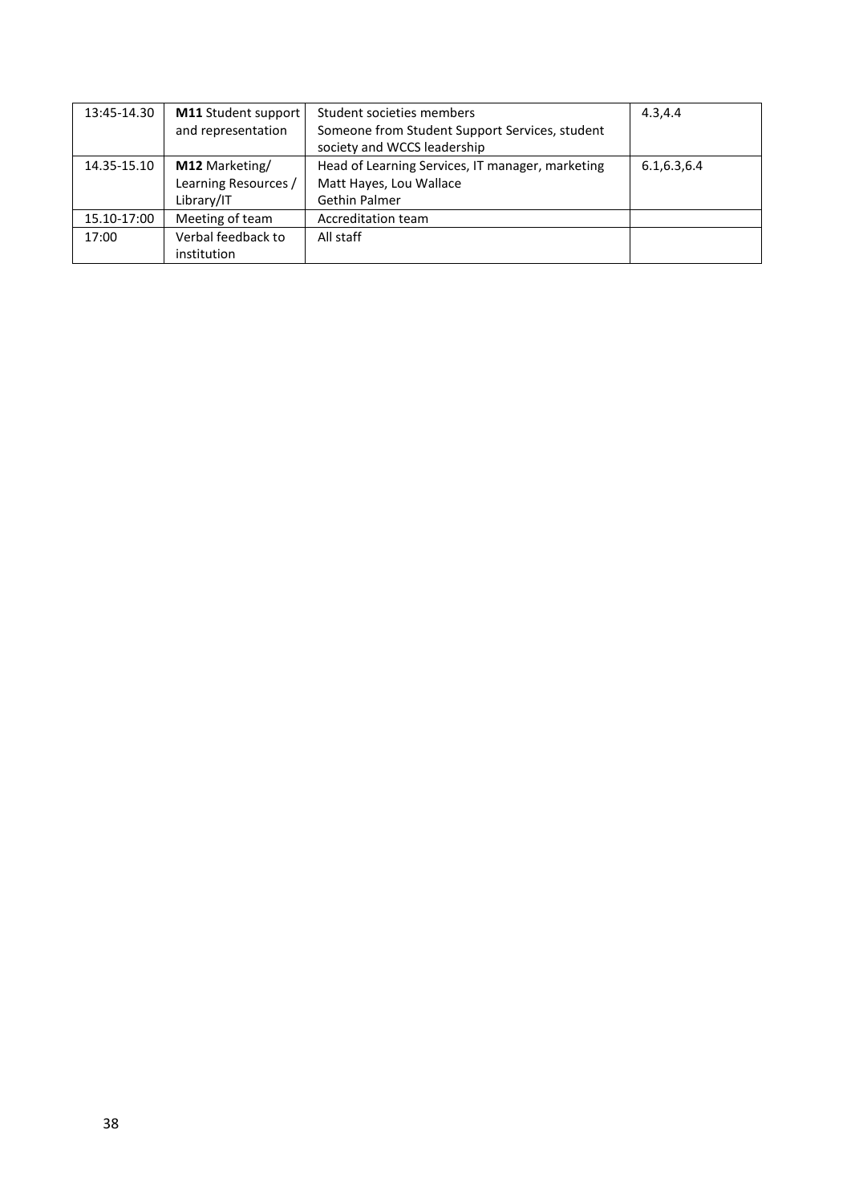| | | | |
|---|---|---|---|
| 13:45-14.30 | **M11** Student support and representation | Student societies members<br>Someone from Student Support Services, student society and WCCS leadership | 4.3,4.4 |
| 14.35-15.10 | **M12** Marketing/ Learning Resources / Library/IT | Head of Learning Services, IT manager, marketing<br>Matt Hayes, Lou Wallace<br>Gethin Palmer | 6.1,6.3,6.4 |
| 15.10-17:00 | Meeting of team | Accreditation team | |
| 17:00 | Verbal feedback to institution | All staff | |